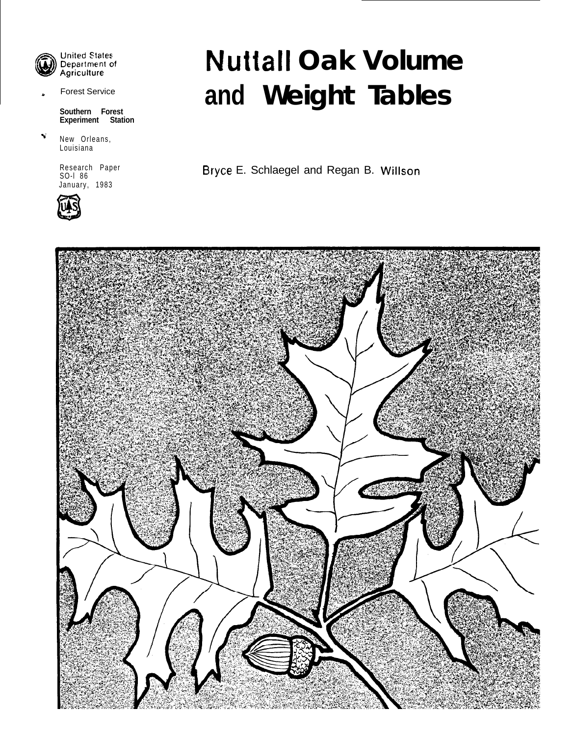United States
Department of
Agriculture

Forest Service

**Southern Forest Experiment Station**

New Orleans, Louisiana

Research Paper SO-186
January, 1983

# Nuttall Oak Volume and Weight Tables

Bryce E. Schlaegel and Regan B. Willson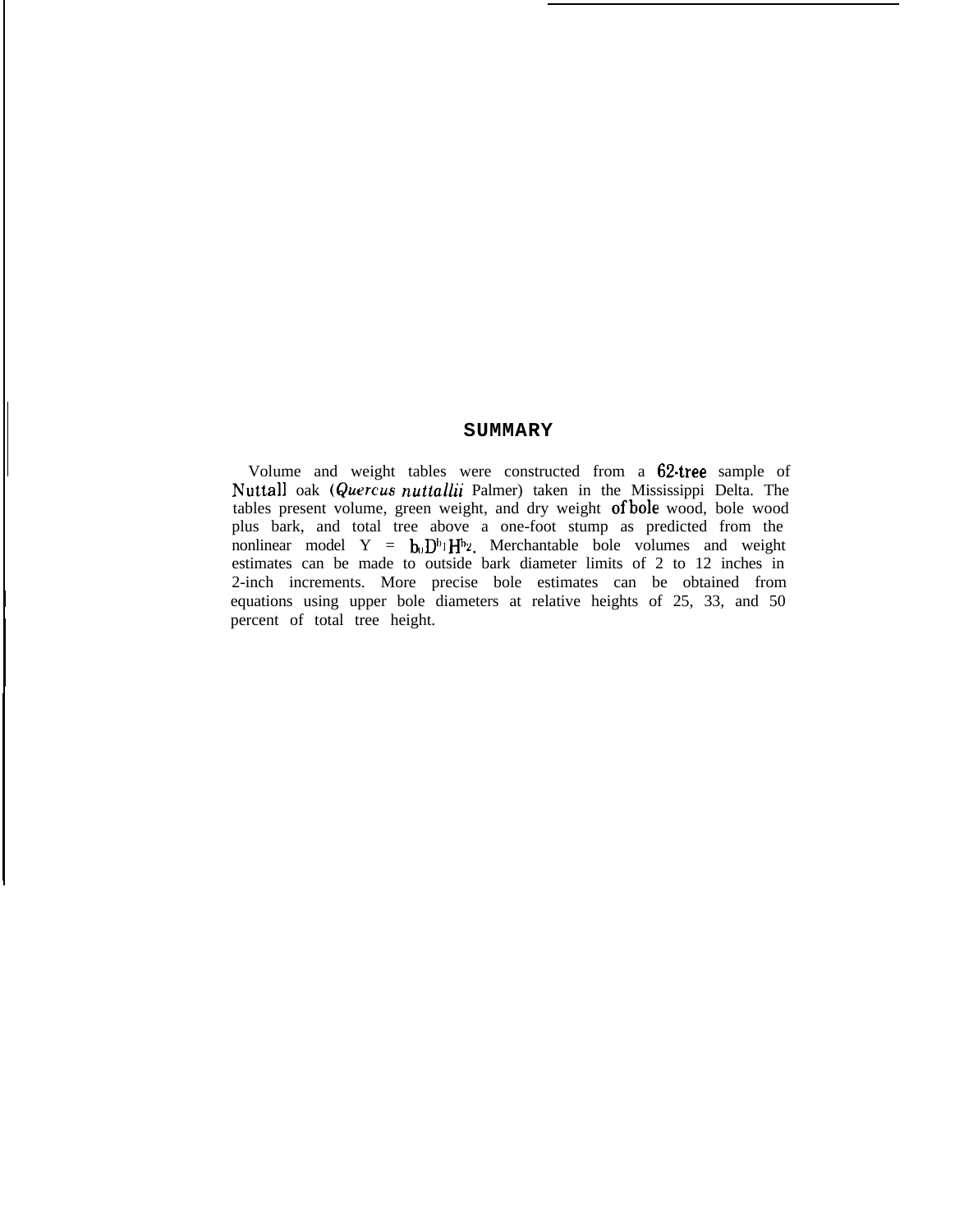## SUMMARY

Volume and weight tables were constructed from a 62-tree sample of Nuttall oak (*Quercus nuttallii* Palmer) taken in the Mississippi Delta. The tables present volume, green weight, and dry weight of bole wood, bole wood plus bark, and total tree above a one-foot stump as predicted from the nonlinear model $Y = b_0 D^{b_1} H^{b_2}$. Merchantable bole volumes and weight estimates can be made to outside bark diameter limits of 2 to 12 inches in 2-inch increments. More precise bole estimates can be obtained from equations using upper bole diameters at relative heights of 25, 33, and 50 percent of total tree height.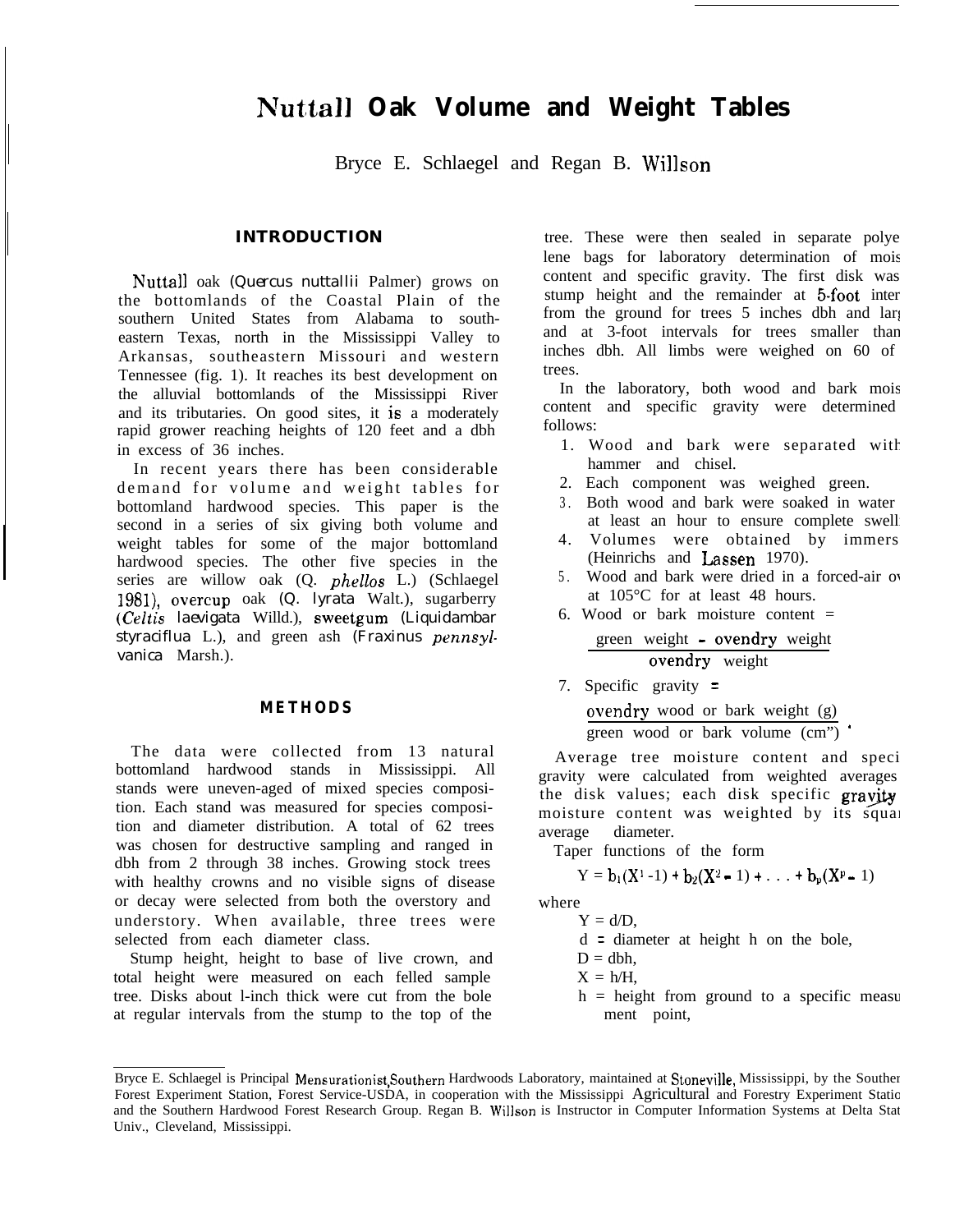# Nuttall Oak Volume and Weight Tables

Bryce E. Schlaegel and Regan B. Willson

## INTRODUCTION

Nuttall oak (*Quercus nuttallii* Palmer) grows on the bottomlands of the Coastal Plain of the southern United States from Alabama to southeastern Texas, north in the Mississippi Valley to Arkansas, southeastern Missouri and western Tennessee (fig. 1). It reaches its best development on the alluvial bottomlands of the Mississippi River and its tributaries. On good sites, it is a moderately rapid grower reaching heights of 120 feet and a dbh in excess of 36 inches.

In recent years there has been considerable demand for volume and weight tables for bottomland hardwood species. This paper is the second in a series of six giving both volume and weight tables for some of the major bottomland hardwood species. The other five species in the series are willow oak (*Q. phellos* L.) (Schlaegel 1981), overcup oak (*Q. lyrata* Walt.), sugarberry (*Celtis laevigata* Willd.), sweetgum (*Liquidambar styraciflua* L.), and green ash (*Fraxinus pennsylvanica* Marsh.).

## METHODS

The data were collected from 13 natural bottomland hardwood stands in Mississippi. All stands were uneven-aged of mixed species composition. Each stand was measured for species composition and diameter distribution. A total of 62 trees was chosen for destructive sampling and ranged in dbh from 2 through 38 inches. Growing stock trees with healthy crowns and no visible signs of disease or decay were selected from both the overstory and understory. When available, three trees were selected from each diameter class.

Stump height, height to base of live crown, and total height were measured on each felled sample tree. Disks about 1-inch thick were cut from the bole at regular intervals from the stump to the top of the tree. These were then sealed in separate polyethylene bags for laboratory determination of moisture content and specific gravity. The first disk was at stump height and the remainder at 5-foot intervals from the ground for trees 5 inches dbh and larger and at 3-foot intervals for trees smaller than 5 inches dbh. All limbs were weighed on 60 of the trees.

In the laboratory, both wood and bark moisture content and specific gravity were determined as follows:

1. Wood and bark were separated with hammer and chisel.
2. Each component was weighed green.
3. Both wood and bark were soaked in water at least an hour to ensure complete swelling.
4. Volumes were obtained by immersion (Heinrichs and Lassen 1970).
5. Wood and bark were dried in a forced-air oven at 105°C for at least 48 hours.
6. Wood or bark moisture content =

$$\frac{\text{green weight} - \text{ovendry weight}}{\text{ovendry weight}}$$

7. Specific gravity =

$$\frac{\text{ovendry wood or bark weight (g)}}{\text{green wood or bark volume (cm}^3\text{)}}.$$

Average tree moisture content and specific gravity were calculated from weighted averages of the disk values; each disk specific gravity or moisture content was weighted by its squared average diameter.

Taper functions of the form

$$Y = b_1(X^1 - 1) + b_2(X^2 - 1) + \ldots + b_p(X^p - 1)$$

where

$Y = d/D$,

$d$ = diameter at height h on the bole,

$D$ = dbh,

$X = h/H$,

$h$ = height from ground to a specific measurement point,

---

Bryce E. Schlaegel is Principal Mensurationist, Southern Hardwoods Laboratory, maintained at Stoneville, Mississippi, by the Southern Forest Experiment Station, Forest Service-USDA, in cooperation with the Mississippi Agricultural and Forestry Experiment Station and the Southern Hardwood Forest Research Group. Regan B. Willson is Instructor in Computer Information Systems at Delta State Univ., Cleveland, Mississippi.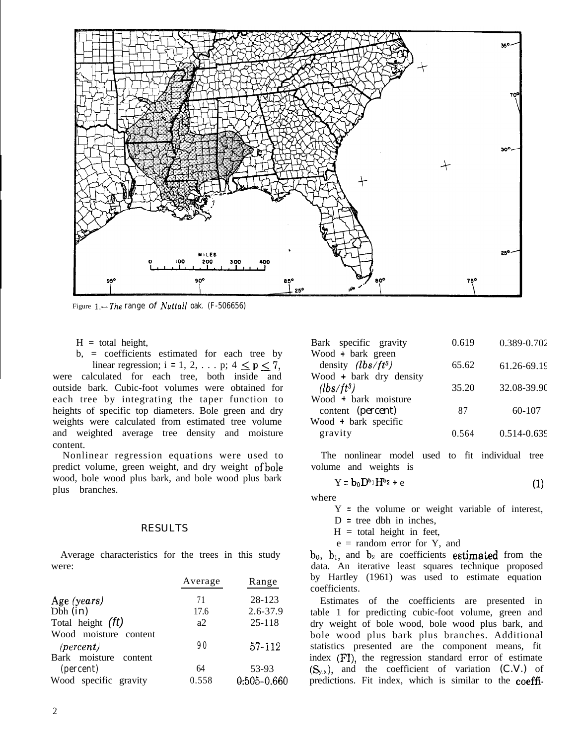Figure 1.—The range of Nuttall oak. (F-506656)

H = total height,

$b_i$ = coefficients estimated for each tree by linear regression; i = 1, 2, . . . p; $4 \leq p \leq 7$,

were calculated for each tree, both inside and outside bark. Cubic-foot volumes were obtained for each tree by integrating the taper function to heights of specific top diameters. Bole green and dry weights were calculated from estimated tree volume and weighted average tree density and moisture content.

Nonlinear regression equations were used to predict volume, green weight, and dry weight of bole wood, bole wood plus bark, and bole wood plus bark plus branches.

## RESULTS

Average characteristics for the trees in this study were:

| | Average | Range |
|---|---|---|
| Age *(years)* | 71 | 28-123 |
| Dbh (in) | 17.6 | 2.6-37.9 |
| Total height *(ft)* | a2 | 25-118 |
| Wood moisture content *(percent)* | 90 | 57-112 |
| Bark moisture content (percent) | 64 | 53-93 |
| Wood specific gravity | 0.558 | 0.505-0.660 |
| Bark specific gravity | 0.619 | 0.389-0.702 |
| Wood + bark green density *(lbs/ft³)* | 65.62 | 61.26-69.19 |
| Wood + bark dry density *(lbs/ft³)* | 35.20 | 32.08-39.90 |
| Wood + bark moisture content (percent) | 87 | 60-107 |
| Wood + bark specific gravity | 0.564 | 0.514-0.639 |

The nonlinear model used to fit individual tree volume and weights is

$$Y = b_0 D^{b_1} H^{b_2} + e \tag{1}$$

where

Y = the volume or weight variable of interest,

D = tree dbh in inches,

H = total height in feet,

e = random error for Y, and

$b_0$, $b_1$, and $b_2$ are coefficients estimated from the data. An iterative least squares technique proposed by Hartley (1961) was used to estimate equation coefficients.

Estimates of the coefficients are presented in table 1 for predicting cubic-foot volume, green and dry weight of bole wood, bole wood plus bark, and bole wood plus bark plus branches. Additional statistics presented are the component means, fit index (FI), the regression standard error of estimate ($S_{y.x}$), and the coefficient of variation (C.V.) of predictions. Fit index, which is similar to the coeffi-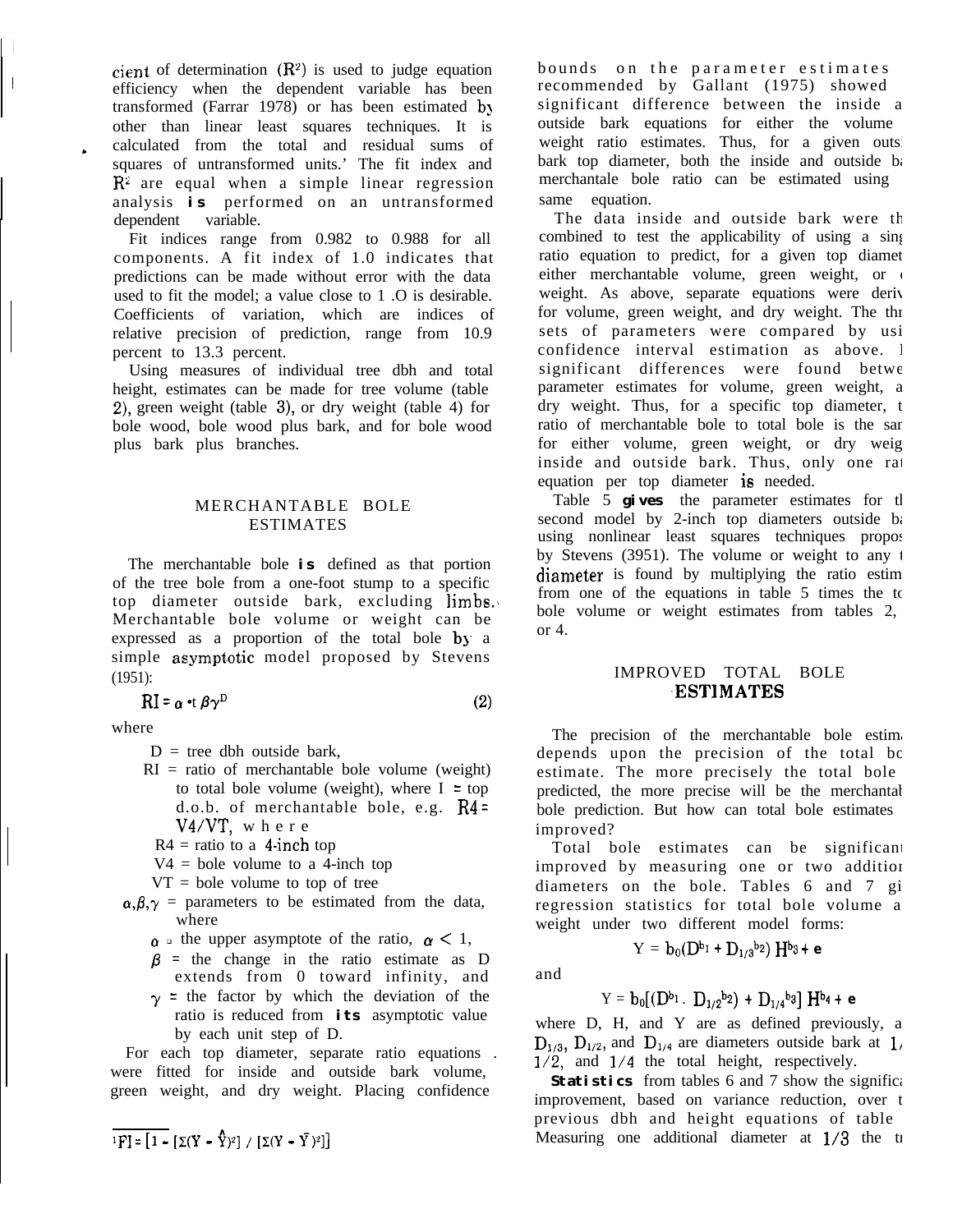cient of determination ($R^2$) is used to judge equation efficiency when the dependent variable has been transformed (Farrar 1978) or has been estimated by other than linear least squares techniques. It is calculated from the total and residual sums of squares of untransformed units.' The fit index and $R^2$ are equal when a simple linear regression analysis is performed on an untransformed dependent variable.

Fit indices range from 0.982 to 0.988 for all components. A fit index of 1.0 indicates that predictions can be made without error with the data used to fit the model; a value close to 1.0 is desirable. Coefficients of variation, which are indices of relative precision of prediction, range from 10.9 percent to 13.3 percent.

Using measures of individual tree dbh and total height, estimates can be made for tree volume (table 2), green weight (table 3), or dry weight (table 4) for bole wood, bole wood plus bark, and for bole wood plus bark plus branches.

## MERCHANTABLE BOLE ESTIMATES

The merchantable bole is defined as that portion of the tree bole from a one-foot stump to a specific top diameter outside bark, excluding limbs. Merchantable bole volume or weight can be expressed as a proportion of the total bole by a simple asymptotic model proposed by Stevens (1951):

$$RI = \alpha + \beta\gamma^D \qquad (2)$$

where

- $D$ = tree dbh outside bark,
- $RI$ = ratio of merchantable bole volume (weight) to total bole volume (weight), where I = top d.o.b. of merchantable bole, e.g. $R4 = V4/VT$, where
  - $R4$ = ratio to a 4-inch top
  - $V4$ = bole volume to a 4-inch top
  - $VT$ = bole volume to top of tree
- $\alpha, \beta, \gamma$ = parameters to be estimated from the data, where
  - $\alpha$ = the upper asymptote of the ratio, $\alpha < 1$,
  - $\beta$ = the change in the ratio estimate as D extends from 0 toward infinity, and
  - $\gamma$ = the factor by which the deviation of the ratio is reduced from its asymptotic value by each unit step of D.

For each top diameter, separate ratio equations were fitted for inside and outside bark volume, green weight, and dry weight. Placing confidence bounds on the parameter estimates recommended by Gallant (1975) showed [no] significant difference between the inside a[nd] outside bark equations for either the volume [or] weight ratio estimates. Thus, for a given outs[ide] bark top diameter, both the inside and outside ba[rk] merchantale bole ratio can be estimated using [the] same equation.

The data inside and outside bark were th[en] combined to test the applicability of using a sing[le] ratio equation to predict, for a given top diamet[er] either merchantable volume, green weight, or [dry] weight. As above, separate equations were deriv[ed] for volume, green weight, and dry weight. The thr[ee] sets of parameters were compared by usi[ng] confidence interval estimation as above. [No] significant differences were found betwe[en] parameter estimates for volume, green weight, a[nd] dry weight. Thus, for a specific top diameter, t[he] ratio of merchantable bole to total bole is the sam[e] for either volume, green weight, or dry weig[ht] inside and outside bark. Thus, only one rat[io] equation per top diameter is needed.

Table 5 gives the parameter estimates for th[e] second model by 2-inch top diameters outside ba[rk] using nonlinear least squares techniques propos[ed] by Stevens (3951). The volume or weight to any t[op] diameter is found by multiplying the ratio estim[ate] from one of the equations in table 5 times the to[tal] bole volume or weight estimates from tables 2, [3,] or 4.

## IMPROVED TOTAL BOLE ESTIMATES

The precision of the merchantable bole estima[tes] depends upon the precision of the total bo[le] estimate. The more precisely the total bole [is] predicted, the more precise will be the merchantab[le] bole prediction. But how can total bole estimates [be] improved?

Total bole estimates can be significant[ly] improved by measuring one or two addition[al] diameters on the bole. Tables 6 and 7 gi[ve] regression statistics for total bole volume a[nd] weight under two different model forms:

$$Y = b_0(D^{b_1} + D_{1/3}{}^{b_2})\, H^{b_3} + e$$

and

$$Y = b_0[(D^{b_1} \cdot D_{1/2}{}^{b_2}) + D_{1/4}{}^{b_3}]\, H^{b_4} + e$$

where D, H, and Y are as defined previously, a[nd] $D_{1/3}$, $D_{1/2}$, and $D_{1/4}$ are diameters outside bark at 1/[3], 1/2, and 1/4 the total height, respectively.

Statistics from tables 6 and 7 show the significa[nt] improvement, based on variance reduction, over t[he] previous dbh and height equations of table [1]. Measuring one additional diameter at 1/3 the t[otal]

---

[1] $FI = [1 - [\Sigma(Y - \hat{Y})^2] / [\Sigma(Y - \bar{Y})^2]]$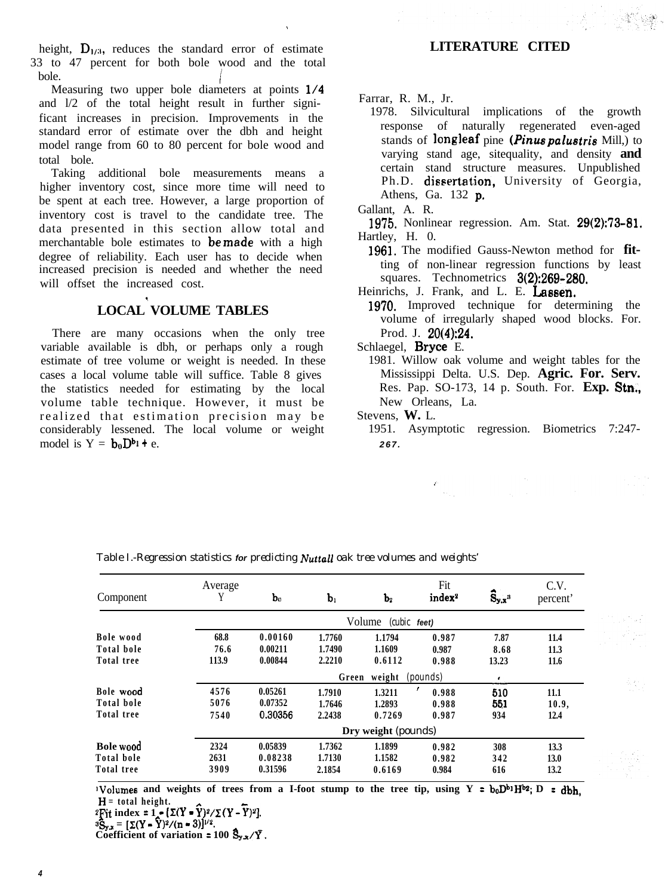height, $D_{1/3}$, reduces the standard error of estimate 33 to 47 percent for both bole wood and the total bole.

Measuring two upper bole diameters at points 1/4 and 1/2 of the total height result in further significant increases in precision. Improvements in the standard error of estimate over the dbh and height model range from 60 to 80 percent for bole wood and total bole.

Taking additional bole measurements means a higher inventory cost, since more time will need to be spent at each tree. However, a large proportion of inventory cost is travel to the candidate tree. The data presented in this section allow total and merchantable bole estimates to be made with a high degree of reliability. Each user has to decide when increased precision is needed and whether the need will offset the increased cost.

## LOCAL VOLUME TABLES

There are many occasions when the only tree variable available is dbh, or perhaps only a rough estimate of tree volume or weight is needed. In these cases a local volume table will suffice. Table 8 gives the statistics needed for estimating by the local volume table technique. However, it must be realized that estimation precision may be considerably lessened. The local volume or weight model is $Y = b_0D^{b_1} + e$.

## LITERATURE CITED

Farrar, R. M., Jr.
1978. Silvicultural implications of the growth response of naturally regenerated even-aged stands of longleaf pine (*Pinus palustris* Mill,) to varying stand age, sitequality, and density and certain stand structure measures. Unpublished Ph.D. dissertation, University of Georgia, Athens, Ga. 132 p.

Gallant, A. R.
1975. Nonlinear regression. Am. Stat. 29(2):73-81.

Hartley, H. 0.
1961. The modified Gauss-Newton method for fitting of non-linear regression functions by least squares. Technometrics 3(2):269-280.

Heinrichs, J. Frank, and L. E. Lassen.
1970. Improved technique for determining the volume of irregularly shaped wood blocks. For. Prod. J. 20(4):24.

Schlaegel, Bryce E.
1981. Willow oak volume and weight tables for the Mississippi Delta. U.S. Dep. Agric. For. Serv. Res. Pap. SO-173, 14 p. South. For. Exp. Stn., New Orleans, La.

Stevens, W. L.
1951. Asymptotic regression. Biometrics 7:247-267.

Table 1.-Regression statistics for predicting *Nuttall* oak tree volumes and weights[1]

| Component | Average Y | $b_0$ | $b_1$ | $b_2$ | Fit index[2] | $\hat{S}_{y.x}$[3] | C.V. percent[4] |
|---|---|---|---|---|---|---|---|
| | Volume (cubic feet) | | | | | | |
| Bole wood | 68.8 | 0.00160 | 1.7760 | 1.1794 | 0.987 | 7.87 | 11.4 |
| Total bole | 76.6 | 0.00211 | 1.7490 | 1.1609 | 0.987 | 8.68 | 11.3 |
| Total tree | 113.9 | 0.00844 | 2.2210 | 0.6112 | 0.988 | 13.23 | 11.6 |
| | Green weight (pounds) | | | | | | |
| Bole wood | 4576 | 0.05261 | 1.7910 | 1.3211 | 0.988 | 510 | 11.1 |
| Total bole | 5076 | 0.07352 | 1.7646 | 1.2893 | 0.988 | 551 | 10.9 |
| Total tree | 7540 | 0.30356 | 2.2438 | 0.7269 | 0.987 | 934 | 12.4 |
| | Dry weight (pounds) | | | | | | |
| Bole wood | 2324 | 0.05839 | 1.7362 | 1.1899 | 0.982 | 308 | 13.3 |
| Total bole | 2631 | 0.08238 | 1.7130 | 1.1582 | 0.982 | 342 | 13.0 |
| Total tree | 3909 | 0.31596 | 2.1854 | 0.6169 | 0.984 | 616 | 13.2 |

[1]Volumes and weights of trees from a 1-foot stump to the tree tip, using $Y = b_0D^{b_1}H^{b_2}$; D = dbh, H = total height.
[2]Fit index $= 1 - [\Sigma(Y - \hat{Y})^2/\Sigma(Y - \bar{Y})^2]$.
[3]$\hat{S}_{y.x} = [\Sigma(Y - \hat{Y})^2/(n - 3)]^{1/2}$.
[4]Coefficient of variation $= 100\ \hat{S}_{y.x}/\bar{Y}$.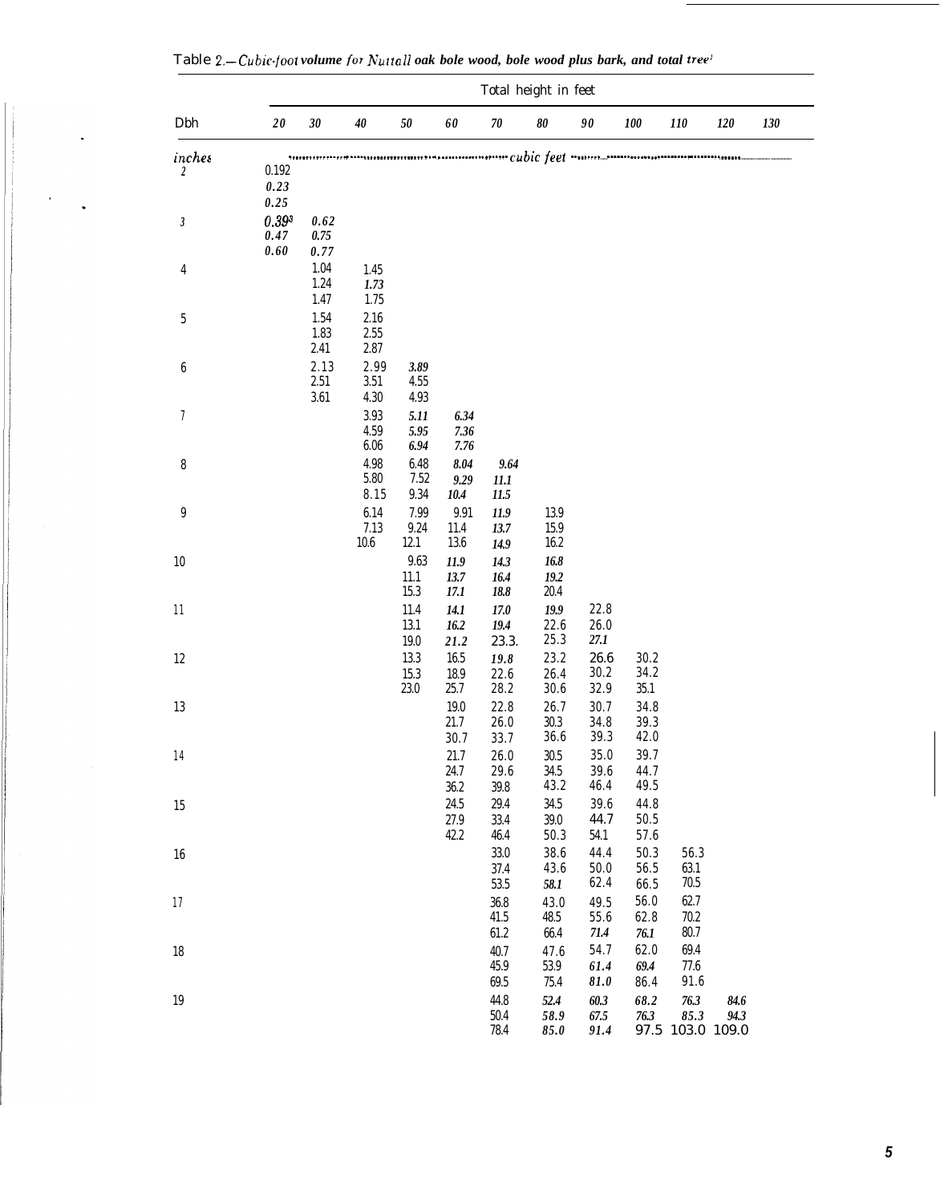Table 2.—*Cubic-foot volume for Nuttall oak bole wood, bole wood plus bark, and total tree*[1]

| Dbh | Total height in feet | | | | | | | | | | | |
|---|---|---|---|---|---|---|---|---|---|---|---|---|
| | 20 | 30 | 40 | 50 | 60 | 70 | 80 | 90 | 100 | 110 | 120 | 130 |
| *inches* | cubic feet | | | | | | | | | | | |
| 2 | 0.192 | | | | | | | | | | | |
| | 0.23 | | | | | | | | | | | |
| | 0.25 | | | | | | | | | | | |
| 3 | 0.393 | 0.62 | | | | | | | | | | |
| | 0.47 | 0.75 | | | | | | | | | | |
| | 0.60 | 0.77 | | | | | | | | | | |
| 4 | | 1.04 | 1.45 | | | | | | | | | |
| | | 1.24 | 1.73 | | | | | | | | | |
| | | 1.47 | 1.75 | | | | | | | | | |
| 5 | | 1.54 | 2.16 | | | | | | | | | |
| | | 1.83 | 2.55 | | | | | | | | | |
| | | 2.41 | 2.87 | | | | | | | | | |
| 6 | | 2.13 | 2.99 | 3.89 | | | | | | | | |
| | | 2.51 | 3.51 | 4.55 | | | | | | | | |
| | | 3.61 | 4.30 | 4.93 | | | | | | | | |
| 7 | | | 3.93 | 5.11 | 6.34 | | | | | | | |
| | | | 4.59 | 5.95 | 7.36 | | | | | | | |
| | | | 6.06 | 6.94 | 7.76 | | | | | | | |
| 8 | | | 4.98 | 6.48 | 8.04 | 9.64 | | | | | | |
| | | | 5.80 | 7.52 | 9.29 | 11.1 | | | | | | |
| | | | 8.15 | 9.34 | 10.4 | 11.5 | | | | | | |
| 9 | | | 6.14 | 7.99 | 9.91 | 11.9 | 13.9 | | | | | |
| | | | 7.13 | 9.24 | 11.4 | 13.7 | 15.9 | | | | | |
| | | | 10.6 | 12.1 | 13.6 | 14.9 | 16.2 | | | | | |
| 10 | | | | 9.63 | 11.9 | 14.3 | 16.8 | | | | | |
| | | | | 11.1 | 13.7 | 16.4 | 19.2 | | | | | |
| | | | | 15.3 | 17.1 | 18.8 | 20.4 | | | | | |
| 11 | | | | 11.4 | 14.1 | 17.0 | 19.9 | 22.8 | | | | |
| | | | | 13.1 | 16.2 | 19.4 | 22.6 | 26.0 | | | | |
| | | | | 19.0 | 21.2 | 23.3 | 25.3 | 27.1 | | | | |
| 12 | | | | 13.3 | 16.5 | 19.8 | 23.2 | 26.6 | 30.2 | | | |
| | | | | 15.3 | 18.9 | 22.6 | 26.4 | 30.2 | 34.2 | | | |
| | | | | 23.0 | 25.7 | 28.2 | 30.6 | 32.9 | 35.1 | | | |
| 13 | | | | | 19.0 | 22.8 | 26.7 | 30.7 | 34.8 | | | |
| | | | | | 21.7 | 26.0 | 30.3 | 34.8 | 39.3 | | | |
| | | | | | 30.7 | 33.7 | 36.6 | 39.3 | 42.0 | | | |
| 14 | | | | | 21.7 | 26.0 | 30.5 | 35.0 | 39.7 | | | |
| | | | | | 24.7 | 29.6 | 34.5 | 39.6 | 44.7 | | | |
| | | | | | 36.2 | 39.8 | 43.2 | 46.4 | 49.5 | | | |
| 15 | | | | | 24.5 | 29.4 | 34.5 | 39.6 | 44.8 | | | |
| | | | | | 27.9 | 33.4 | 39.0 | 44.7 | 50.5 | | | |
| | | | | | 42.2 | 46.4 | 50.3 | 54.1 | 57.6 | | | |
| 16 | | | | | | 33.0 | 38.6 | 44.4 | 50.3 | 56.3 | | |
| | | | | | | 37.4 | 43.6 | 50.0 | 56.5 | 63.1 | | |
| | | | | | | 53.5 | 58.1 | 62.4 | 66.5 | 70.5 | | |
| 17 | | | | | | 36.8 | 43.0 | 49.5 | 56.0 | 62.7 | | |
| | | | | | | 41.5 | 48.5 | 55.6 | 62.8 | 70.2 | | |
| | | | | | | 61.2 | 66.4 | 71.4 | 76.1 | 80.7 | | |
| 18 | | | | | | 40.7 | 47.6 | 54.7 | 62.0 | 69.4 | | |
| | | | | | | 45.9 | 53.9 | 61.4 | 69.4 | 77.6 | | |
| | | | | | | 69.5 | 75.4 | 81.0 | 86.4 | 91.6 | | |
| 19 | | | | | | 44.8 | 52.4 | 60.3 | 68.2 | 76.3 | 84.6 | |
| | | | | | | 50.4 | 58.9 | 67.5 | 76.3 | 85.3 | 94.3 | |
| | | | | | | 78.4 | 85.0 | 91.4 | 97.5 | 103.0 | 109.0 | |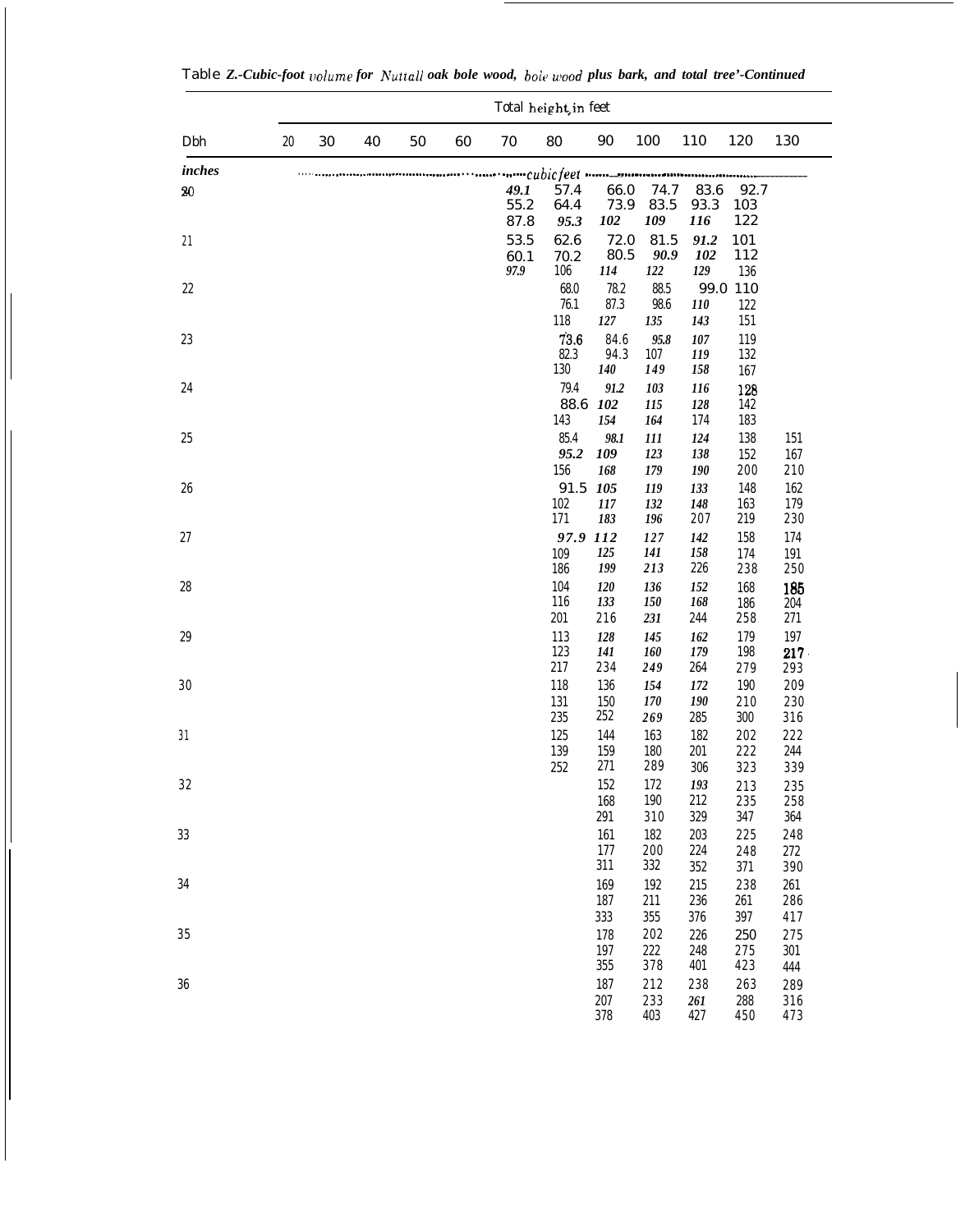**Table Z.-Cubic-foot volume for Nuttall oak bole wood, bole wood plus bark, and total tree'-Continued**

| Dbh | Total height, in feet | | | | | | | | | | | |
|---|---|---|---|---|---|---|---|---|---|---|---|---|
| | 20 | 30 | 40 | 50 | 60 | 70 | 80 | 90 | 100 | 110 | 120 | 130 |
| *inches* | cubic feet | | | | | | | | | | | |
| 20 | | | | | | 49.1 | 57.4 | 66.0 | 74.7 | 83.6 | 92.7 | |
| | | | | | | 55.2 | 64.4 | 73.9 | 83.5 | 93.3 | 103 | |
| | | | | | | 87.8 | 95.3 | 102 | 109 | 116 | 122 | |
| 21 | | | | | | 53.5 | 62.6 | 72.0 | 81.5 | 91.2 | 101 | |
| | | | | | | 60.1 | 70.2 | 80.5 | 90.9 | 102 | 112 | |
| | | | | | | 97.9 | 106 | 114 | 122 | 129 | 136 | |
| 22 | | | | | | | 68.0 | 78.2 | 88.5 | 99.0 | 110 | |
| | | | | | | | 76.1 | 87.3 | 98.6 | 110 | 122 | |
| | | | | | | | 118 | 127 | 135 | 143 | 151 | |
| 23 | | | | | | | 73.6 | 84.6 | 95.8 | 107 | 119 | |
| | | | | | | | 82.3 | 94.3 | 107 | 119 | 132 | |
| | | | | | | | 130 | 140 | 149 | 158 | 167 | |
| 24 | | | | | | | 79.4 | 91.2 | 103 | 116 | 128 | |
| | | | | | | | 88.6 | 102 | 115 | 128 | 142 | |
| | | | | | | | 143 | 154 | 164 | 174 | 183 | |
| 25 | | | | | | | 85.4 | 98.1 | 111 | 124 | 138 | 151 |
| | | | | | | | 95.2 | 109 | 123 | 138 | 152 | 167 |
| | | | | | | | 156 | 168 | 179 | 190 | 200 | 210 |
| 26 | | | | | | | 91.5 | 105 | 119 | 133 | 148 | 162 |
| | | | | | | | 102 | 117 | 132 | 148 | 163 | 179 |
| | | | | | | | 171 | 183 | 196 | 207 | 219 | 230 |
| 27 | | | | | | | 97.9 | 112 | 127 | 142 | 158 | 174 |
| | | | | | | | 109 | 125 | 141 | 158 | 174 | 191 |
| | | | | | | | 186 | 199 | 213 | 226 | 238 | 250 |
| 28 | | | | | | | 104 | 120 | 136 | 152 | 168 | 185 |
| | | | | | | | 116 | 133 | 150 | 168 | 186 | 204 |
| | | | | | | | 201 | 216 | 231 | 244 | 258 | 271 |
| 29 | | | | | | | 113 | 128 | 145 | 162 | 179 | 197 |
| | | | | | | | 123 | 141 | 160 | 179 | 198 | 217 |
| | | | | | | | 217 | 234 | 249 | 264 | 279 | 293 |
| 30 | | | | | | | 118 | 136 | 154 | 172 | 190 | 209 |
| | | | | | | | 131 | 150 | 170 | 190 | 210 | 230 |
| | | | | | | | 235 | 252 | 269 | 285 | 300 | 316 |
| 31 | | | | | | | 125 | 144 | 163 | 182 | 202 | 222 |
| | | | | | | | 139 | 159 | 180 | 201 | 222 | 244 |
| | | | | | | | 252 | 271 | 289 | 306 | 323 | 339 |
| 32 | | | | | | | | 152 | 172 | 193 | 213 | 235 |
| | | | | | | | | 168 | 190 | 212 | 235 | 258 |
| | | | | | | | | 291 | 310 | 329 | 347 | 364 |
| 33 | | | | | | | | 161 | 182 | 203 | 225 | 248 |
| | | | | | | | | 177 | 200 | 224 | 248 | 272 |
| | | | | | | | | 311 | 332 | 352 | 371 | 390 |
| 34 | | | | | | | | 169 | 192 | 215 | 238 | 261 |
| | | | | | | | | 187 | 211 | 236 | 261 | 286 |
| | | | | | | | | 333 | 355 | 376 | 397 | 417 |
| 35 | | | | | | | | 178 | 202 | 226 | 250 | 275 |
| | | | | | | | | 197 | 222 | 248 | 275 | 301 |
| | | | | | | | | 355 | 378 | 401 | 423 | 444 |
| 36 | | | | | | | | 187 | 212 | 238 | 263 | 289 |
| | | | | | | | | 207 | 233 | 261 | 288 | 316 |
| | | | | | | | | 378 | 403 | 427 | 450 | 473 |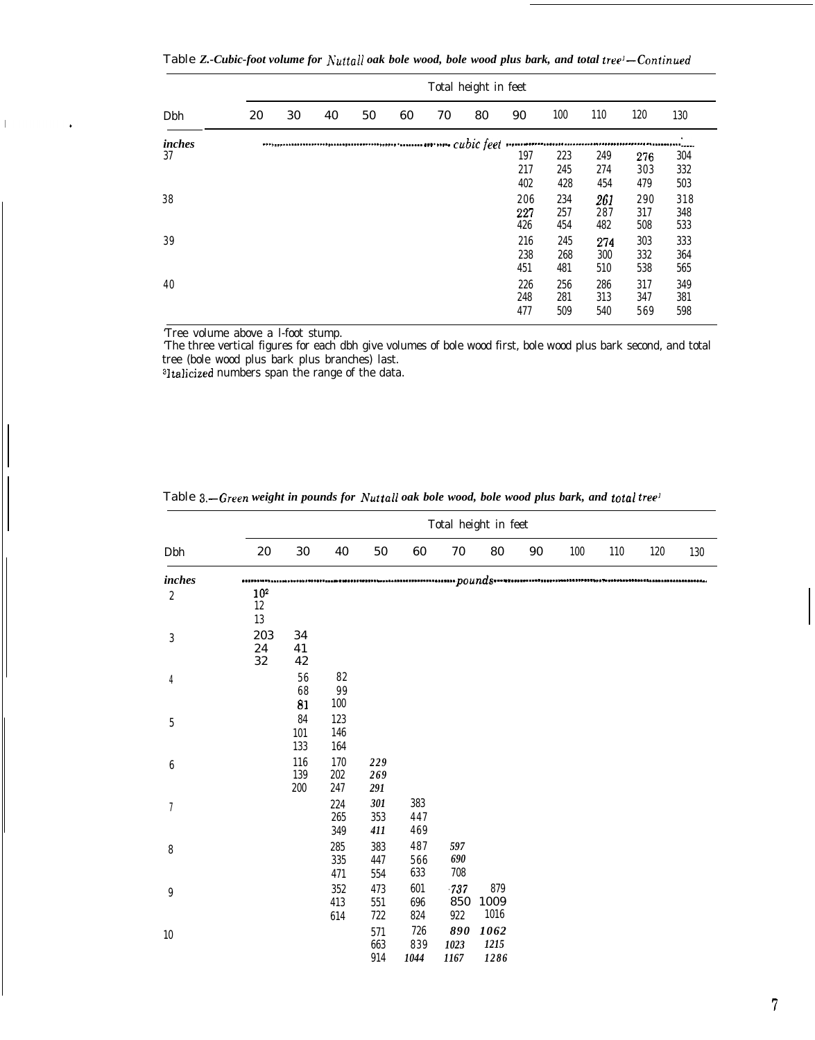Table 2.-Cubic-foot volume for *Nuttall* oak bole wood, bole wood plus bark, and total tree[1]—*Continued*

| Dbh | 20 | 30 | 40 | 50 | 60 | 70 | 80 | 90 | 100 | 110 | 120 | 130 |
|---|---|---|---|---|---|---|---|---|---|---|---|---|
| *inches* | | | | | | cubic feet | | | | | | |
| 37 | | | | | | | | 197<br>217<br>402 | 223<br>245<br>428 | 249<br>274<br>454 | 276<br>303<br>479 | 304<br>332<br>503 |
| 38 | | | | | | | | 206<br>227<br>426 | 234<br>257<br>454 | 261<br>287<br>482 | 290<br>317<br>508 | 318<br>348<br>533 |
| 39 | | | | | | | | 216<br>238<br>451 | 245<br>268<br>481 | 274<br>300<br>510 | 303<br>332<br>538 | 333<br>364<br>565 |
| 40 | | | | | | | | 226<br>248<br>477 | 256<br>281<br>509 | 286<br>313<br>540 | 317<br>347<br>569 | 349<br>381<br>598 |

[1]Tree volume above a l-foot stump.
[2]The three vertical figures for each dbh give volumes of bole wood first, bole wood plus bark second, and total tree (bole wood plus bark plus branches) last.
[3]Italicized numbers span the range of the data.

Table 3.—*Green* weight in pounds for *Nuttall* oak bole wood, bole wood plus bark, and *total tree*[1]

| Dbh | 20 | 30 | 40 | 50 | 60 | 70 | 80 | 90 | 100 | 110 | 120 | 130 |
|---|---|---|---|---|---|---|---|---|---|---|---|---|
| *inches* | | | | | | pounds | | | | | | |
| 2 | 10[2]<br>12<br>13 | | | | | | | | | | | |
| 3 | 20[3]<br>24<br>32 | 34<br>41<br>42 | | | | | | | | | | |
| 4 | | 56<br>68<br>81 | 82<br>99<br>100 | | | | | | | | | |
| 5 | | 84<br>101<br>133 | 123<br>146<br>164 | | | | | | | | | |
| 6 | | 116<br>139<br>200 | 170<br>202<br>247 | *229*<br>*269*<br>*291* | | | | | | | | |
| 7 | | | 224<br>265<br>349 | *301*<br>353<br>*411* | 383<br>447<br>469 | | | | | | | |
| 8 | | | 285<br>335<br>471 | 383<br>447<br>554 | 487<br>566<br>633 | *597*<br>*690*<br>708 | | | | | | |
| 9 | | | 352<br>413<br>614 | 473<br>551<br>722 | 601<br>696<br>824 | *737*<br>850<br>922 | 879<br>1009<br>1016 | | | | | |
| 10 | | | | 571<br>663<br>914 | 726<br>839<br>*1044* | *890*<br>*1023*<br>*1167* | *1062*<br>*1215*<br>*1286* | | | | | |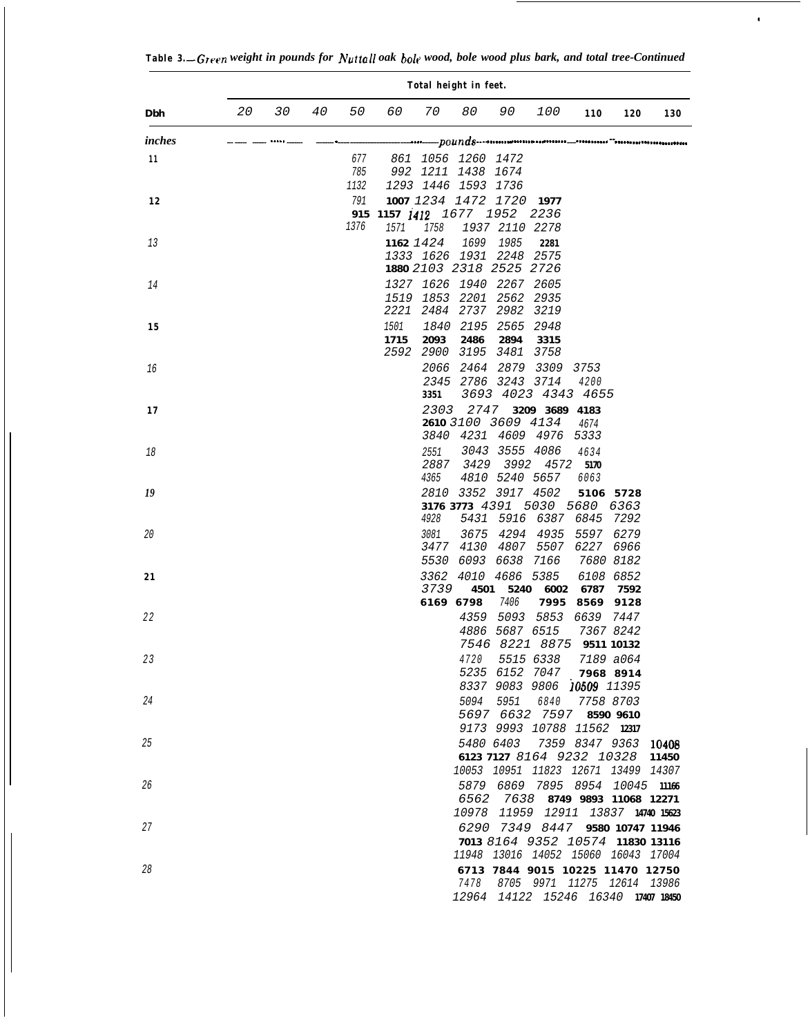**Table 3.—Green weight in pounds for Nuttall oak bole wood, bole wood plus bark, and total tree-Continued**

| Dbh | 20 | 30 | 40 | 50 | 60 | 70 | 80 | 90 | 100 | 110 | 120 | 130 |
|---|---|---|---|---|---|---|---|---|---|---|---|---|
| *inches* | | | | | | *pounds* | | | | | | |
| 11 | | | | 677 | 861 | 1056 | 1260 | 1472 | | | | |
| | | | | 785 | 992 | 1211 | 1438 | 1674 | | | | |
| | | | | 1132 | 1293 | 1446 | 1593 | 1736 | | | | |
| 12 | | | | 791 | 1007 | 1234 | 1472 | 1720 | 1977 | | | |
| | | | | 915 | 1157 | 1412 | 1677 | 1952 | 2236 | | | |
| | | | | 1376 | 1571 | 1758 | 1937 | 2110 | 2278 | | | |
| 13 | | | | | 1162 | 1424 | 1699 | 1985 | 2281 | | | |
| | | | | | 1333 | 1626 | 1931 | 2248 | 2575 | | | |
| | | | | | 1880 | 2103 | 2318 | 2525 | 2726 | | | |
| 14 | | | | | 1327 | 1626 | 1940 | 2267 | 2605 | | | |
| | | | | | 1519 | 1853 | 2201 | 2562 | 2935 | | | |
| | | | | | 2221 | 2484 | 2737 | 2982 | 3219 | | | |
| 15 | | | | | 1501 | 1840 | 2195 | 2565 | 2948 | | | |
| | | | | | 1715 | 2093 | 2486 | 2894 | 3315 | | | |
| | | | | | 2592 | 2900 | 3195 | 3481 | 3758 | | | |
| 16 | | | | | | 2066 | 2464 | 2879 | 3309 | 3753 | | |
| | | | | | | 2345 | 2786 | 3243 | 3714 | 4200 | | |
| | | | | | | 3351 | 3693 | 4023 | 4343 | 4655 | | |
| 17 | | | | | | 2303 | 2747 | 3209 | 3689 | 4183 | | |
| | | | | | | 2610 | 3100 | 3609 | 4134 | 4674 | | |
| | | | | | | 3840 | 4231 | 4609 | 4976 | 5333 | | |
| 18 | | | | | | 2551 | 3043 | 3555 | 4086 | 4634 | | |
| | | | | | | 2887 | 3429 | 3992 | 4572 | 5170 | | |
| | | | | | | 4365 | 4810 | 5240 | 5657 | 6063 | | |
| 19 | | | | | | 2810 | 3352 | 3917 | 4502 | 5106 | 5728 | |
| | | | | | | 3176 | 3773 | 4391 | 5030 | 5680 | 6363 | |
| | | | | | | 4928 | 5431 | 5916 | 6387 | 6845 | 7292 | |
| 20 | | | | | | 3081 | 3675 | 4294 | 4935 | 5597 | 6279 | |
| | | | | | | 3477 | 4130 | 4807 | 5507 | 6227 | 6966 | |
| | | | | | | 5530 | 6093 | 6638 | 7166 | 7680 | 8182 | |
| 21 | | | | | | 3362 | 4010 | 4686 | 5385 | 6108 | 6852 | |
| | | | | | | 3739 | 4501 | 5240 | 6002 | 6787 | 7592 | |
| | | | | | | 6169 | 6798 | 7406 | 7995 | 8569 | 9128 | |
| 22 | | | | | | | 4359 | 5093 | 5853 | 6639 | 7447 | |
| | | | | | | | 4886 | 5687 | 6515 | 7367 | 8242 | |
| | | | | | | | 7546 | 8221 | 8875 | 9511 | 10132 | |
| 23 | | | | | | | 4720 | 5515 | 6338 | 7189 | 8064 | |
| | | | | | | | 5235 | 6152 | 7047 | 7968 | 8914 | |
| | | | | | | | 8337 | 9083 | 9806 | 10509 | 11395 | |
| 24 | | | | | | | 5094 | 5951 | 6840 | 7758 | 8703 | |
| | | | | | | | 5697 | 6632 | 7597 | 8590 | 9610 | |
| | | | | | | | 9173 | 9993 | 10788 | 11562 | 12317 | |
| 25 | | | | | | | 5480 | 6403 | 7359 | 8347 | 9363 | 10408 |
| | | | | | | | 6123 | 7127 | 8164 | 9232 | 10328 | 11450 |
| | | | | | | | 10053 | 10951 | 11823 | 12671 | 13499 | 14307 |
| 26 | | | | | | | 5879 | 6869 | 7895 | 8954 | 10045 | 11166 |
| | | | | | | | 6562 | 7638 | 8749 | 9893 | 11068 | 12271 |
| | | | | | | | 10978 | 11959 | 12911 | 13837 | 14740 | 15623 |
| 27 | | | | | | | 6290 | 7349 | 8447 | 9580 | 10747 | 11946 |
| | | | | | | | 7013 | 8164 | 9352 | 10574 | 11830 | 13116 |
| | | | | | | | 11948 | 13016 | 14052 | 15060 | 16043 | 17004 |
| 28 | | | | | | | 6713 | 7844 | 9015 | 10225 | 11470 | 12750 |
| | | | | | | | 7478 | 8705 | 9971 | 11275 | 12614 | 13986 |
| | | | | | | | 12964 | 14122 | 15246 | 16340 | 17407 | 18450 |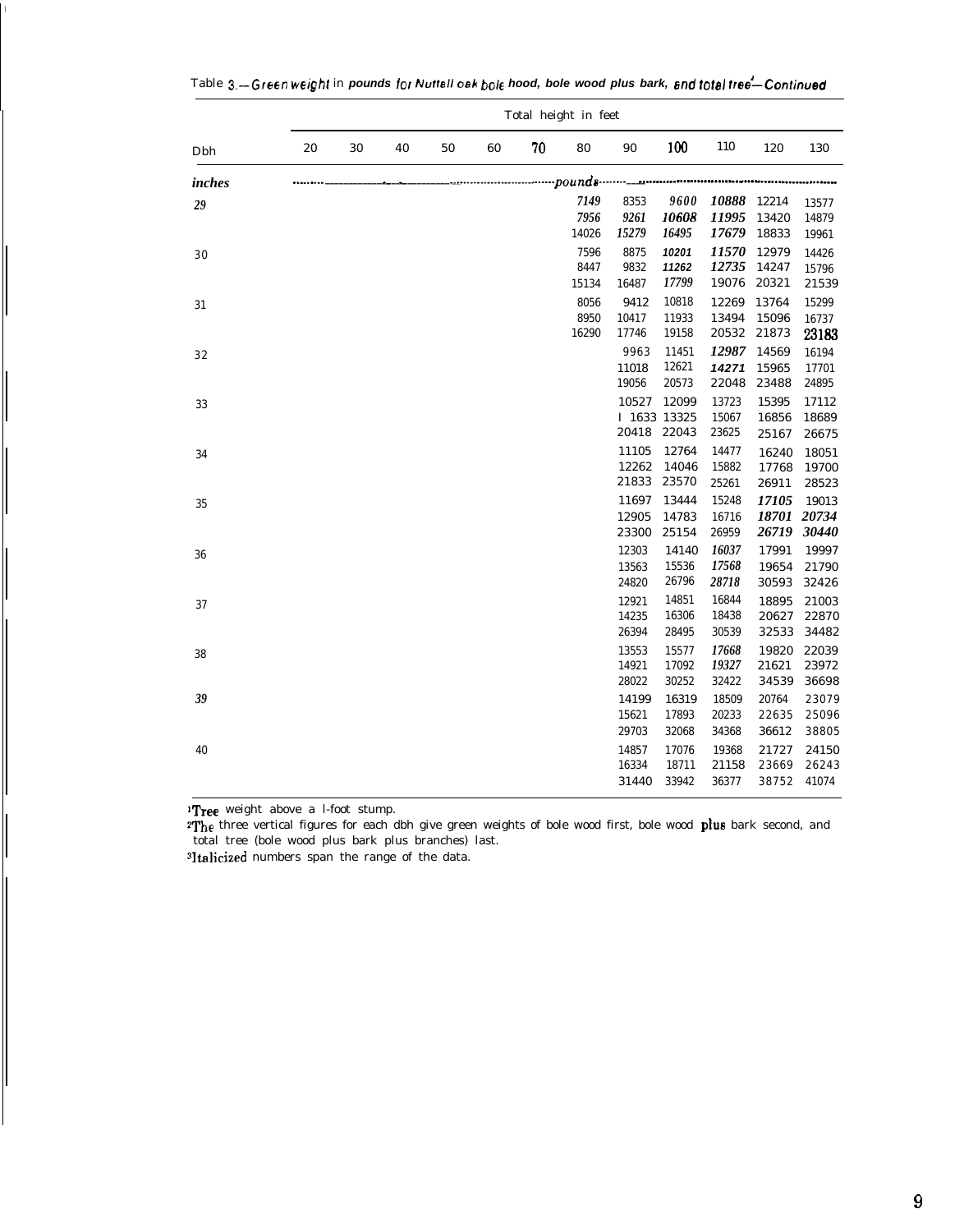Table 3.—Green weight in pounds for Nuttall oak bole wood, bole wood plus bark, and total tree[1]—Continued

| Dbh | Total height in feet | | | | | | | | | | | |
|---|---|---|---|---|---|---|---|---|---|---|---|---|
| | 20 | 30 | 40 | 50 | 60 | 70 | 80 | 90 | 100 | 110 | 120 | 130 |
| *inches* | *pounds* | | | | | | | | | | | |
| *29* | | | | | | | *7149* | 8353 | *9600* | *10888* | 12214 | 13577 |
| | | | | | | | *7956* | *9261* | *10608* | *11995* | 13420 | 14879 |
| | | | | | | | 14026 | *15279* | *16495* | *17679* | 18833 | 19961 |
| 30 | | | | | | | 7596 | 8875 | *10201* | *11570* | 12979 | 14426 |
| | | | | | | | 8447 | 9832 | *11262* | *12735* | 14247 | 15796 |
| | | | | | | | 15134 | 16487 | *17799* | 19076 | 20321 | 21539 |
| 31 | | | | | | | 8056 | 9412 | 10818 | 12269 | 13764 | 15299 |
| | | | | | | | 8950 | 10417 | 11933 | 13494 | 15096 | 16737 |
| | | | | | | | 16290 | 17746 | 19158 | 20532 | 21873 | 23183 |
| 32 | | | | | | | | 9963 | 11451 | *12987* | 14569 | 16194 |
| | | | | | | | | 11018 | 12621 | *14271* | 15965 | 17701 |
| | | | | | | | | 19056 | 20573 | 22048 | 23488 | 24895 |
| 33 | | | | | | | | 10527 | 12099 | 13723 | 15395 | 17112 |
| | | | | | | | | 11633 | 13325 | 15067 | 16856 | 18689 |
| | | | | | | | | 20418 | 22043 | 23625 | 25167 | 26675 |
| 34 | | | | | | | | 11105 | 12764 | 14477 | 16240 | 18051 |
| | | | | | | | | 12262 | 14046 | 15882 | 17768 | 19700 |
| | | | | | | | | 21833 | 23570 | 25261 | 26911 | 28523 |
| 35 | | | | | | | | 11697 | 13444 | 15248 | *17105* | 19013 |
| | | | | | | | | 12905 | 14783 | 16716 | *18701* | *20734* |
| | | | | | | | | 23300 | 25154 | 26959 | *26719* | *30440* |
| 36 | | | | | | | | 12303 | 14140 | *16037* | 17991 | 19997 |
| | | | | | | | | 13563 | 15536 | *17568* | 19654 | 21790 |
| | | | | | | | | 24820 | 26796 | *28718* | 30593 | 32426 |
| 37 | | | | | | | | 12921 | 14851 | 16844 | 18895 | 21003 |
| | | | | | | | | 14235 | 16306 | 18438 | 20627 | 22870 |
| | | | | | | | | 26394 | 28495 | 30539 | 32533 | 34482 |
| 38 | | | | | | | | 13553 | 15577 | *17668* | 19820 | 22039 |
| | | | | | | | | 14921 | 17092 | *19327* | 21621 | 23972 |
| | | | | | | | | 28022 | 30252 | 32422 | 34539 | 36698 |
| *39* | | | | | | | | 14199 | 16319 | 18509 | 20764 | 23079 |
| | | | | | | | | 15621 | 17893 | 20233 | 22635 | 25096 |
| | | | | | | | | 29703 | 32068 | 34368 | 36612 | 38805 |
| 40 | | | | | | | | 14857 | 17076 | 19368 | 21727 | 24150 |
| | | | | | | | | 16334 | 18711 | 21158 | 23669 | 26243 |
| | | | | | | | | 31440 | 33942 | 36377 | 38752 | 41074 |

[1]Tree weight above a l-foot stump.
[2]The three vertical figures for each dbh give green weights of bole wood first, bole wood plus bark second, and total tree (bole wood plus bark plus branches) last.
[3]Italicized numbers span the range of the data.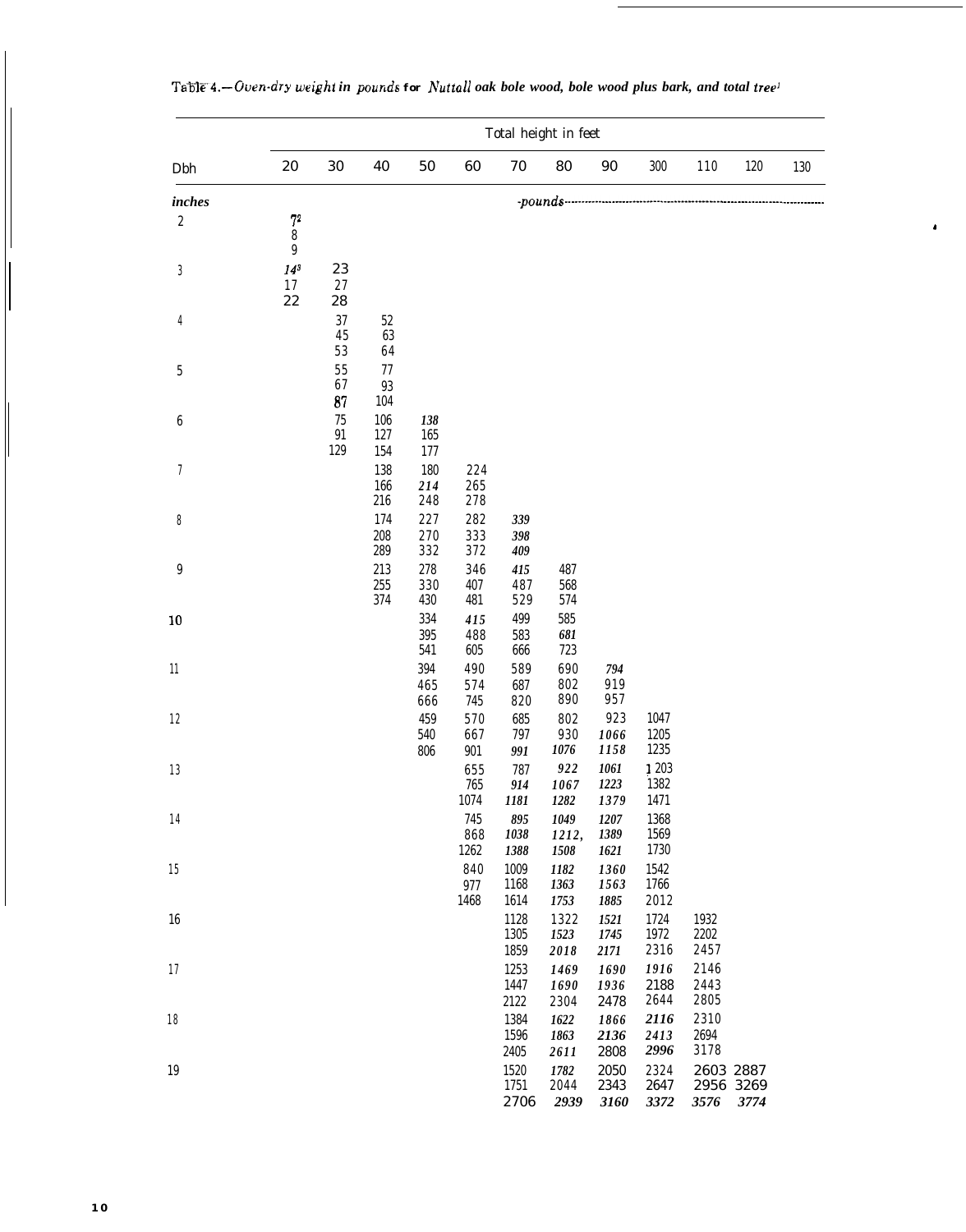Table 4.—*Oven-dry weight in pounds for Nuttall oak bole wood, bole wood plus bark, and total tree*[1]

| Dbh | Total height in feet | | | | | | | | | | | |
|---|---|---|---|---|---|---|---|---|---|---|---|---|
| | 20 | 30 | 40 | 50 | 60 | 70 | 80 | 90 | 300 | 110 | 120 | 130 |
| *inches* | -pounds- | | | | | | | | | | | |
| 2 | 7[2] | | | | | | | | | | | |
| | 8 | | | | | | | | | | | |
| | 9 | | | | | | | | | | | |
| 3 | 14[3] | 23 | | | | | | | | | | |
| | 17 | 27 | | | | | | | | | | |
| | 22 | 28 | | | | | | | | | | |
| 4 | | 37 | 52 | | | | | | | | | |
| | | 45 | 63 | | | | | | | | | |
| | | 53 | 64 | | | | | | | | | |
| 5 | | 55 | 77 | | | | | | | | | |
| | | 67 | 93 | | | | | | | | | |
| | | 87 | 104 | | | | | | | | | |
| 6 | | 75 | 106 | 138 | | | | | | | | |
| | | 91 | 127 | 165 | | | | | | | | |
| | | 129 | 154 | 177 | | | | | | | | |
| 7 | | | 138 | 180 | 224 | | | | | | | |
| | | | 166 | 214 | 265 | | | | | | | |
| | | | 216 | 248 | 278 | | | | | | | |
| 8 | | | 174 | 227 | 282 | 339 | | | | | | |
| | | | 208 | 270 | 333 | 398 | | | | | | |
| | | | 289 | 332 | 372 | 409 | | | | | | |
| 9 | | | 213 | 278 | 346 | 415 | 487 | | | | | |
| | | | 255 | 330 | 407 | 487 | 568 | | | | | |
| | | | 374 | 430 | 481 | 529 | 574 | | | | | |
| 10 | | | | 334 | 415 | 499 | 585 | | | | | |
| | | | | 395 | 488 | 583 | 681 | | | | | |
| | | | | 541 | 605 | 666 | 723 | | | | | |
| 11 | | | | 394 | 490 | 589 | 690 | 794 | | | | |
| | | | | 465 | 574 | 687 | 802 | 919 | | | | |
| | | | | 666 | 745 | 820 | 890 | 957 | | | | |
| 12 | | | | 459 | 570 | 685 | 802 | 923 | 1047 | | | |
| | | | | 540 | 667 | 797 | 930 | 1066 | 1205 | | | |
| | | | | 806 | 901 | 991 | 1076 | 1158 | 1235 | | | |
| 13 | | | | | 655 | 787 | 922 | 1061 | 1203 | | | |
| | | | | | 765 | 914 | 1067 | 1223 | 1382 | | | |
| | | | | | 1074 | 1181 | 1282 | 1379 | 1471 | | | |
| 14 | | | | | 745 | 895 | 1049 | 1207 | 1368 | | | |
| | | | | | 868 | 1038 | 1212, | 1389 | 1569 | | | |
| | | | | | 1262 | 1388 | 1508 | 1621 | 1730 | | | |
| 15 | | | | | 840 | 1009 | 1182 | 1360 | 1542 | | | |
| | | | | | 977 | 1168 | 1363 | 1563 | 1766 | | | |
| | | | | | 1468 | 1614 | 1753 | 1885 | 2012 | | | |
| 16 | | | | | | 1128 | 1322 | 1521 | 1724 | 1932 | | |
| | | | | | | 1305 | 1523 | 1745 | 1972 | 2202 | | |
| | | | | | | 1859 | 2018 | 2171 | 2316 | 2457 | | |
| 17 | | | | | | 1253 | 1469 | 1690 | 1916 | 2146 | | |
| | | | | | | 1447 | 1690 | 1936 | 2188 | 2443 | | |
| | | | | | | 2122 | 2304 | 2478 | 2644 | 2805 | | |
| 18 | | | | | | 1384 | 1622 | 1866 | 2116 | 2310 | | |
| | | | | | | 1596 | 1863 | 2136 | 2413 | 2694 | | |
| | | | | | | 2405 | 2611 | 2808 | 2996 | 3178 | | |
| 19 | | | | | | 1520 | 1782 | 2050 | 2324 | 2603 | 2887 | |
| | | | | | | 1751 | 2044 | 2343 | 2647 | 2956 | 3269 | |
| | | | | | | 2706 | 2939 | 3160 | 3372 | 3576 | 3774 | |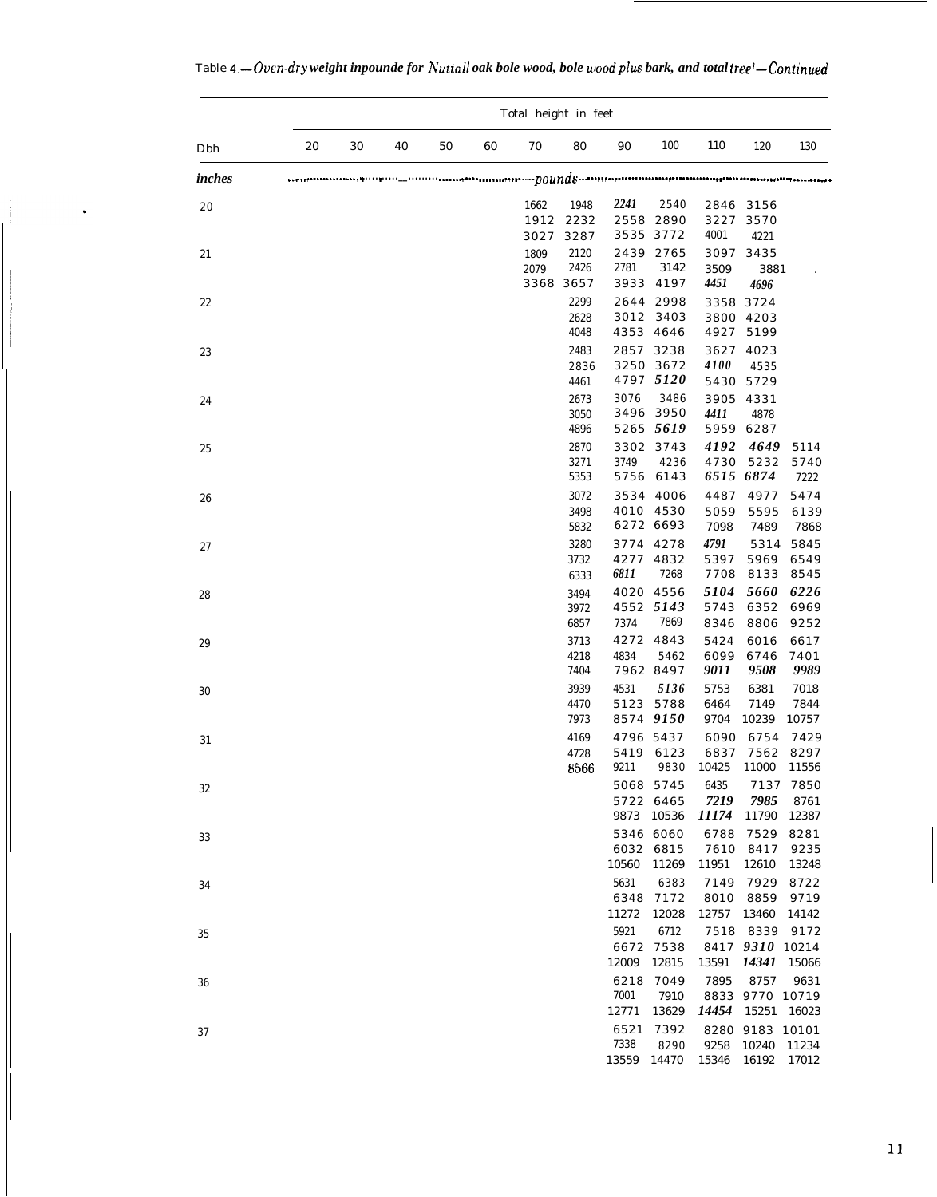Table 4.—*Oven-dry weight inpounde for Nuttall oak bole wood, bole wood plus bark, and total tree*[1]*—Continued*

| Dbh | Total height in feet | | | | | | | | | | | |
|---|---|---|---|---|---|---|---|---|---|---|---|---|
| | 20 | 30 | 40 | 50 | 60 | 70 | 80 | 90 | 100 | 110 | 120 | 130 |
| *inches* | *pounds* | | | | | | | | | | | |
| 20 | | | | | | 1662 | 1948 | 2241 | 2540 | 2846 | 3156 | |
| | | | | | | 1912 | 2232 | 2558 | 2890 | 3227 | 3570 | |
| | | | | | | 3027 | 3287 | 3535 | 3772 | 4001 | 4221 | |
| 21 | | | | | | 1809 | 2120 | 2439 | 2765 | 3097 | 3435 | |
| | | | | | | 2079 | 2426 | 2781 | 3142 | 3509 | 3881 | |
| | | | | | | 3368 | 3657 | 3933 | 4197 | 4451 | 4696 | |
| 22 | | | | | | | 2299 | 2644 | 2998 | 3358 | 3724 | |
| | | | | | | | 2628 | 3012 | 3403 | 3800 | 4203 | |
| | | | | | | | 4048 | 4353 | 4646 | 4927 | 5199 | |
| 23 | | | | | | | 2483 | 2857 | 3238 | 3627 | 4023 | |
| | | | | | | | 2836 | 3250 | 3672 | 4100 | 4535 | |
| | | | | | | | 4461 | 4797 | 5120 | 5430 | 5729 | |
| 24 | | | | | | | 2673 | 3076 | 3486 | 3905 | 4331 | |
| | | | | | | | 3050 | 3496 | 3950 | 4411 | 4878 | |
| | | | | | | | 4896 | 5265 | 5619 | 5959 | 6287 | |
| 25 | | | | | | | 2870 | 3302 | 3743 | 4192 | 4649 | 5114 |
| | | | | | | | 3271 | 3749 | 4236 | 4730 | 5232 | 5740 |
| | | | | | | | 5353 | 5756 | 6143 | 6515 | 6874 | 7222 |
| 26 | | | | | | | 3072 | 3534 | 4006 | 4487 | 4977 | 5474 |
| | | | | | | | 3498 | 4010 | 4530 | 5059 | 5595 | 6139 |
| | | | | | | | 5832 | 6272 | 6693 | 7098 | 7489 | 7868 |
| 27 | | | | | | | 3280 | 3774 | 4278 | 4791 | 5314 | 5845 |
| | | | | | | | 3732 | 4277 | 4832 | 5397 | 5969 | 6549 |
| | | | | | | | 6333 | 6811 | 7268 | 7708 | 8133 | 8545 |
| 28 | | | | | | | 3494 | 4020 | 4556 | 5104 | 5660 | 6226 |
| | | | | | | | 3972 | 4552 | 5143 | 5743 | 6352 | 6969 |
| | | | | | | | 6857 | 7374 | 7869 | 8346 | 8806 | 9252 |
| 29 | | | | | | | 3713 | 4272 | 4843 | 5424 | 6016 | 6617 |
| | | | | | | | 4218 | 4834 | 5462 | 6099 | 6746 | 7401 |
| | | | | | | | 7404 | 7962 | 8497 | 9011 | 9508 | 9989 |
| 30 | | | | | | | 3939 | 4531 | 5136 | 5753 | 6381 | 7018 |
| | | | | | | | 4470 | 5123 | 5788 | 6464 | 7149 | 7844 |
| | | | | | | | 7973 | 8574 | 9150 | 9704 | 10239 | 10757 |
| 31 | | | | | | | 4169 | 4796 | 5437 | 6090 | 6754 | 7429 |
| | | | | | | | 4728 | 5419 | 6123 | 6837 | 7562 | 8297 |
| | | | | | | | 8566 | 9211 | 9830 | 10425 | 11000 | 11556 |
| 32 | | | | | | | | 5068 | 5745 | 6435 | 7137 | 7850 |
| | | | | | | | | 5722 | 6465 | 7219 | 7985 | 8761 |
| | | | | | | | | 9873 | 10536 | 11174 | 11790 | 12387 |
| 33 | | | | | | | | 5346 | 6060 | 6788 | 7529 | 8281 |
| | | | | | | | | 6032 | 6815 | 7610 | 8417 | 9235 |
| | | | | | | | | 10560 | 11269 | 11951 | 12610 | 13248 |
| 34 | | | | | | | | 5631 | 6383 | 7149 | 7929 | 8722 |
| | | | | | | | | 6348 | 7172 | 8010 | 8859 | 9719 |
| | | | | | | | | 11272 | 12028 | 12757 | 13460 | 14142 |
| 35 | | | | | | | | 5921 | 6712 | 7518 | 8339 | 9172 |
| | | | | | | | | 6672 | 7538 | 8417 | 9310 | 10214 |
| | | | | | | | | 12009 | 12815 | 13591 | 14341 | 15066 |
| 36 | | | | | | | | 6218 | 7049 | 7895 | 8757 | 9631 |
| | | | | | | | | 7001 | 7910 | 8833 | 9770 | 10719 |
| | | | | | | | | 12771 | 13629 | 14454 | 15251 | 16023 |
| 37 | | | | | | | | 6521 | 7392 | 8280 | 9183 | 10101 |
| | | | | | | | | 7338 | 8290 | 9258 | 10240 | 11234 |
| | | | | | | | | 13559 | 14470 | 15346 | 16192 | 17012 |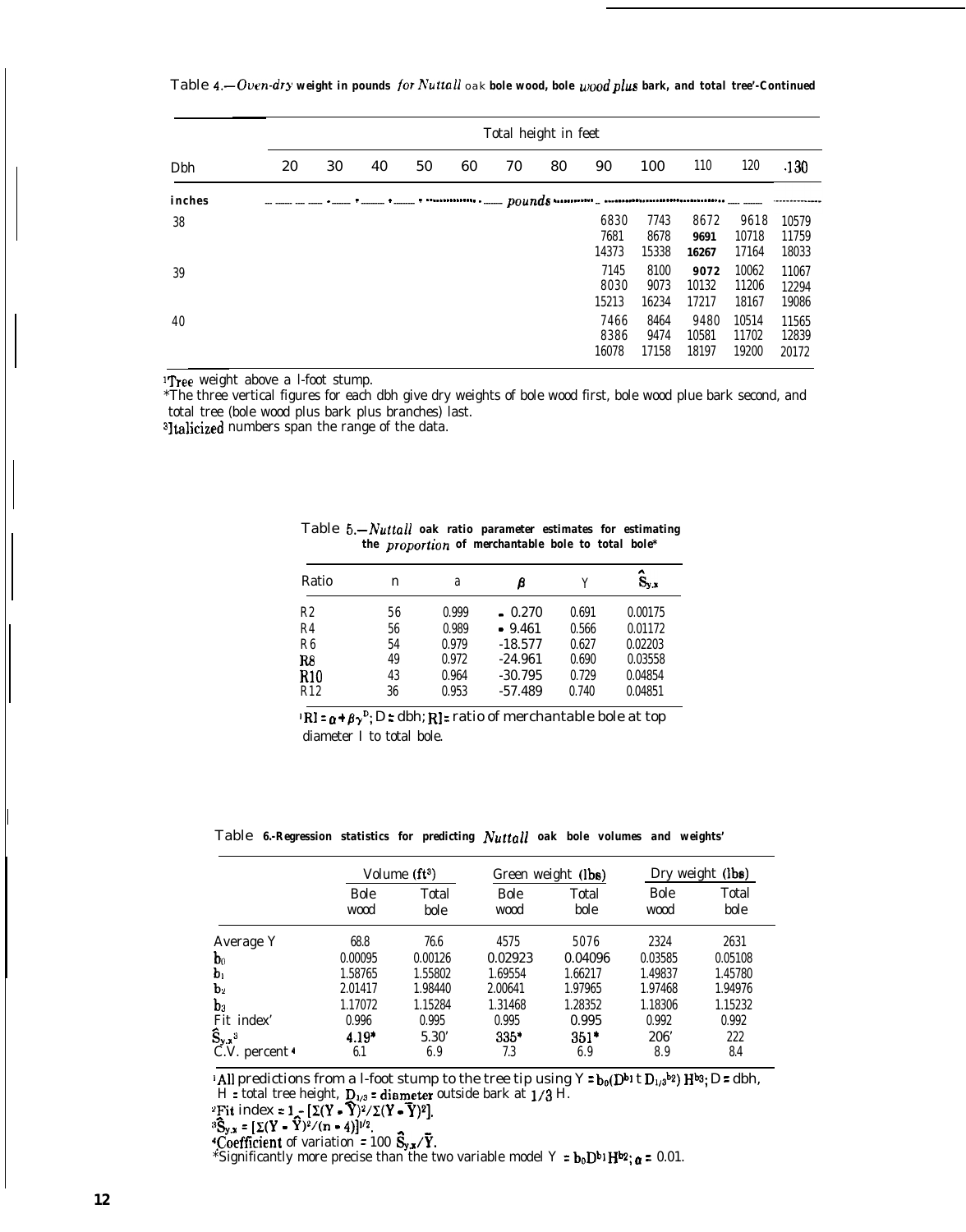Table 4.—*Oven-dry* **weight in pounds** *for Nuttall* oak **bole wood, bole** *wood plus* **bark, and total tree'-Continued**

| Dbh | Total height in feet | | | | | | | | | | | |
|---|---|---|---|---|---|---|---|---|---|---|---|---|
| | 20 | 30 | 40 | 50 | 60 | 70 | 80 | 90 | 100 | 110 | 120 | 130 |
| inches | pounds | | | | | | | | | | | |
| 38 | | | | | | | | 6830 | 7743 | 8672 | 9618 | 10579 |
| | | | | | | | | 7681 | 8678 | 9691 | 10718 | 11759 |
| | | | | | | | | 14373 | 15338 | 16267 | 17164 | 18033 |
| 39 | | | | | | | | 7145 | 8100 | 9072 | 10062 | 11067 |
| | | | | | | | | 8030 | 9073 | 10132 | 11206 | 12294 |
| | | | | | | | | 15213 | 16234 | 17217 | 18167 | 19086 |
| 40 | | | | | | | | 7466 | 8464 | 9480 | 10514 | 11565 |
| | | | | | | | | 8386 | 9474 | 10581 | 11702 | 12839 |
| | | | | | | | | 16078 | 17158 | 18197 | 19200 | 20172 |

[1]Tree weight above a l-foot stump.
*The three vertical figures for each dbh give dry weights of bole wood first, bole wood plue bark second, and total tree (bole wood plus bark plus branches) last.
[3]Italicized numbers span the range of the data.

Table 5.—*Nuttall* **oak ratio parameter estimates for estimating the** *proportion* **of merchantable bole to total bole***

| Ratio | n | a | $\beta$ | Y | $\hat{S}_{y.x}$ |
|---|---|---|---|---|---|
| R2 | 56 | 0.999 | - 0.270 | 0.691 | 0.00175 |
| R4 | 56 | 0.989 | - 9.461 | 0.566 | 0.01172 |
| R6 | 54 | 0.979 | -18.577 | 0.627 | 0.02203 |
| R8 | 49 | 0.972 | -24.961 | 0.690 | 0.03558 |
| R10 | 43 | 0.964 | -30.795 | 0.729 | 0.04854 |
| R12 | 36 | 0.953 | -57.489 | 0.740 | 0.04851 |

[1]$RI = \alpha + \beta\gamma^{D}$; D = dbh; RI = ratio of merchantable bole at top diameter I to total bole.

Table **6.-Regression statistics for predicting** *Nuttall* **oak bole volumes and weights'**

| | Volume (ft³) | | Green weight (lbs) | | Dry weight (lbs) | |
|---|---|---|---|---|---|---|
| | Bole wood | Total bole | Bole wood | Total bole | Bole wood | Total bole |
| Average Y | 68.8 | 76.6 | 4575 | 5076 | 2324 | 2631 |
| $b_0$ | 0.00095 | 0.00126 | 0.02923 | 0.04096 | 0.03585 | 0.05108 |
| $b_1$ | 1.58765 | 1.55802 | 1.69554 | 1.66217 | 1.49837 | 1.45780 |
| $b_2$ | 2.01417 | 1.98440 | 2.00641 | 1.97965 | 1.97468 | 1.94976 |
| $b_3$ | 1.17072 | 1.15284 | 1.31468 | 1.28352 | 1.18306 | 1.15232 |
| Fit index' | 0.996 | 0.995 | 0.995 | 0.995 | 0.992 | 0.992 |
| $\hat{S}_{y.x}$[3] | 4.19* | 5.30' | 335* | 351* | 206' | 222 |
| C.V. percent[4] | 6.1 | 6.9 | 7.3 | 6.9 | 8.9 | 8.4 |

[1]All predictions from a l-foot stump to the tree tip using $Y = b_0(D^{b_1} + D_{1/3}^{b_2}) H^{b_3}$; D = dbh, H = total tree height, $D_{1/3}$ = diameter outside bark at 1/3 H.
[2]Fit index $= 1 - [\Sigma(Y - \hat{Y})^2/\Sigma(Y - \bar{Y})^2]$.
[3]$\hat{S}_{y.x} = [\Sigma(Y - \hat{Y})^2/(n - 4)]^{1/2}$.
[4]Coefficient of variation = 100 $\hat{S}_{y.x}/\bar{Y}$.
*Significantly more precise than the two variable model $Y = b_0 D^{b_1} H^{b_2}$; $\alpha = 0.01$.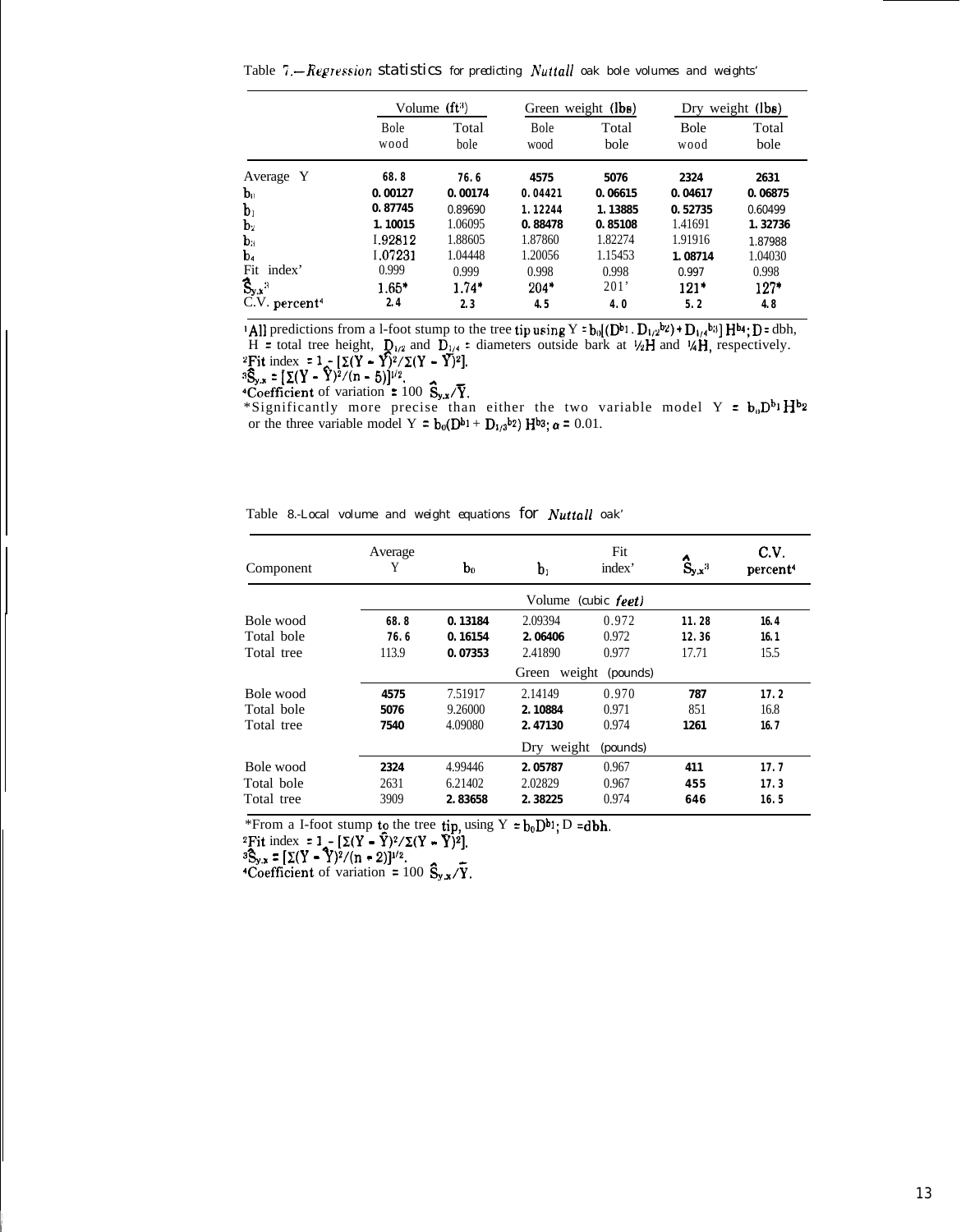Table 7.—Regression statistics for predicting *Nuttall* oak bole volumes and weights[1]

| | Volume ($ft^3$) | | Green weight (lbs) | | Dry weight (lbs) | |
|---|---|---|---|---|---|---|
| | Bole wood | Total bole | Bole wood | Total bole | Bole wood | Total bole |
| Average Y | 68.8 | 76.6 | 4575 | 5076 | 2324 | 2631 |
| $b_0$ | 0.00127 | 0.00174 | 0.04421 | 0.06615 | 0.04617 | 0.06875 |
| $b_1$ | 0.87745 | 0.89690 | 1.12244 | 1.13885 | 0.52735 | 0.60499 |
| $b_2$ | 1.10015 | 1.06095 | 0.88478 | 0.85108 | 1.41691 | 1.32736 |
| $b_3$ | 1.92812 | 1.88605 | 1.87860 | 1.82274 | 1.91916 | 1.87988 |
| $b_4$ | 1.07231 | 1.04448 | 1.20056 | 1.15453 | 1.08714 | 1.04030 |
| Fit index[2] | 0.999 | 0.999 | 0.998 | 0.998 | 0.997 | 0.998 |
| $\hat{S}_{y.x}$[3] | 1.65* | 1.74* | 204* | 201* | 121* | 127* |
| C.V. percent[4] | 2.4 | 2.3 | 4.5 | 4.0 | 5.2 | 4.8 |

[1] All predictions from a 1-foot stump to the tree tip using $Y = b_0[(D^{b_1} \cdot D_{1/2}^{b_2}) + D_{1/4}^{b_3}] H^{b_4}$; D = dbh, H = total tree height, $D_{1/2}$ and $D_{1/4}$ = diameters outside bark at ½H and ¼H, respectively.
[2] Fit index $= 1 - [\Sigma(Y - \hat{Y})^2/\Sigma(Y - \bar{Y})^2]$.
[3] $\hat{S}_{y.x} = [\Sigma(Y - \hat{Y})^2/(n - 5)]^{1/2}$.
[4] Coefficient of variation = 100 $\hat{S}_{y.x}/\bar{Y}$.
*Significantly more precise than either the two variable model $Y = b_0 D^{b_1} H^{b_2}$ or the three variable model $Y = b_0(D^{b_1} + D_{1/2}^{b_2}) H^{b_3}$; $\alpha = 0.01$.

Table 8.—Local volume and weight equations for *Nuttall* oak[1]

| Component | Average Y | $b_0$ | $b_1$ | Fit index[2] | $\hat{S}_{y.x}$[3] | C.V. percent[4] |
|---|---|---|---|---|---|---|
| | | | Volume (cubic feet) | | | |
| Bole wood | 68.8 | 0.13184 | 2.09394 | 0.972 | 11.28 | 16.4 |
| Total bole | 76.6 | 0.16154 | 2.06406 | 0.972 | 12.36 | 16.1 |
| Total tree | 113.9 | 0.07353 | 2.41890 | 0.977 | 17.71 | 15.5 |
| | | | Green weight (pounds) | | | |
| Bole wood | 4575 | 7.51917 | 2.14149 | 0.970 | 787 | 17.2 |
| Total bole | 5076 | 9.26000 | 2.10884 | 0.971 | 851 | 16.8 |
| Total tree | 7540 | 4.09080 | 2.47130 | 0.974 | 1261 | 16.7 |
| | | | Dry weight (pounds) | | | |
| Bole wood | 2324 | 4.99446 | 2.05787 | 0.967 | 411 | 17.7 |
| Total bole | 2631 | 6.21402 | 2.02829 | 0.967 | 455 | 17.3 |
| Total tree | 3909 | 2.83658 | 2.38225 | 0.974 | 646 | 16.5 |

[1] From a 1-foot stump to the tree tip, using $Y = b_0 D^{b_1}$; D = dbh.
[2] Fit index $= 1 - [\Sigma(Y - \hat{Y})^2/\Sigma(Y - \bar{Y})^2]$.
[3] $\hat{S}_{y.x} = [\Sigma(Y - \hat{Y})^2/(n - 2)]^{1/2}$.
[4] Coefficient of variation = 100 $\hat{S}_{y.x}/\bar{Y}$.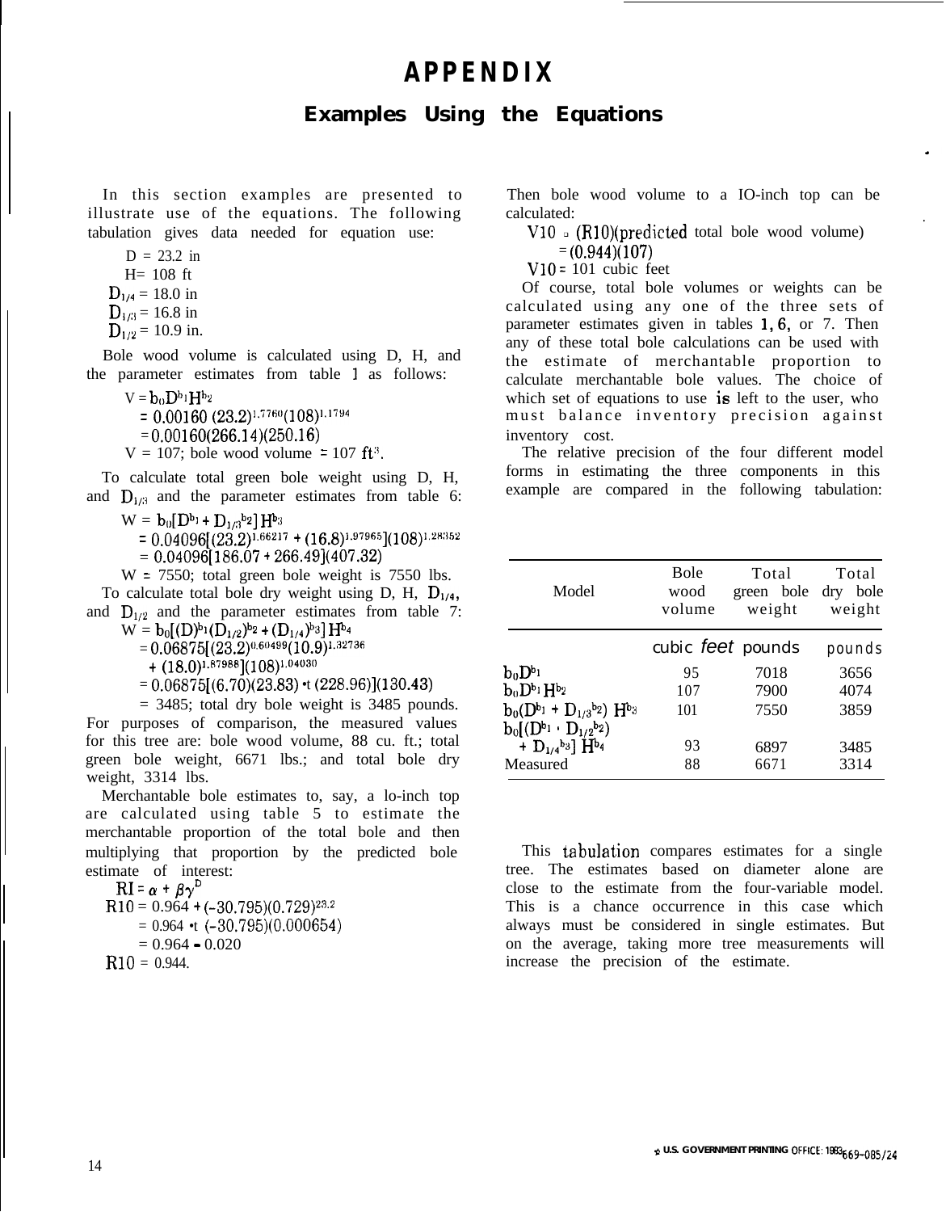# APPENDIX

## Examples Using the Equations

In this section examples are presented to illustrate use of the equations. The following tabulation gives data needed for equation use:

$D = 23.2$ in
$H = 108$ ft
$D_{1/4} = 18.0$ in
$D_{1/3} = 16.8$ in
$D_{1/2} = 10.9$ in.

Bole wood volume is calculated using D, H, and the parameter estimates from table 1 as follows:

$$V = b_0 D^{b_1} H^{b_2}$$
$$= 0.00160\,(23.2)^{1.7760}(108)^{1.1794}$$
$$= 0.00160(266.14)(250.16)$$

$V = 107$; bole wood volume $= 107$ $ft^3$.

To calculate total green bole weight using D, H, and $D_{1/3}$ and the parameter estimates from table 6:

$$W = b_0[D^{b_1} + D_{1/3}{}^{b_2}]\,H^{b_3}$$
$$= 0.04096[(23.2)^{1.66217} + (16.8)^{1.97965}](108)^{1.28352}$$
$$= 0.04096[186.07 + 266.49](407.32)$$

$W = 7550$; total green bole weight is 7550 lbs.

To calculate total bole dry weight using D, H, $D_{1/4}$, and $D_{1/2}$ and the parameter estimates from table 7:

$$W = b_0[(D)^{b_1}(D_{1/2})^{b_2} + (D_{1/4})^{b_3}]\,H^{b_4}$$
$$= 0.06875[(23.2)^{0.60499}(10.9)^{1.32736} + (18.0)^{1.87988}](108)^{1.04030}$$
$$= 0.06875[(6.70)(23.83) + (228.96)](130.43)$$

$= 3485$; total dry bole weight is 3485 pounds. For purposes of comparison, the measured values for this tree are: bole wood volume, 88 cu. ft.; total green bole weight, 6671 lbs.; and total bole dry weight, 3314 lbs.

Merchantable bole estimates to, say, a 10-inch top are calculated using table 5 to estimate the merchantable proportion of the total bole and then multiplying that proportion by the predicted bole estimate of interest:

$$RI = \alpha + \beta\gamma^{D}$$
$$R10 = 0.964 + (-30.795)(0.729)^{23.2}$$
$$= 0.964 + (-30.795)(0.000654)$$
$$= 0.964 - 0.020$$
$$R10 = 0.944.$$

Then bole wood volume to a 10-inch top can be calculated:

$$V10 = (R10)(\text{predicted total bole wood volume})$$
$$= (0.944)(107)$$
$$V10 = 101 \text{ cubic feet}$$

Of course, total bole volumes or weights can be calculated using any one of the three sets of parameter estimates given in tables 1, 6, or 7. Then any of these total bole calculations can be used with the estimate of merchantable proportion to calculate merchantable bole values. The choice of which set of equations to use is left to the user, who must balance inventory precision against inventory cost.

The relative precision of the four different model forms in estimating the three components in this example are compared in the following tabulation:

| Model | Bole wood volume | Total green bole weight | Total dry bole weight |
|---|---|---|---|
| | *cubic feet* | *pounds* | *pounds* |
| $b_0D^{b_1}$ | 95 | 7018 | 3656 |
| $b_0D^{b_1}H^{b_2}$ | 107 | 7900 | 4074 |
| $b_0(D^{b_1} + D_{1/3}{}^{b_2})\,H^{b_3}$ | 101 | 7550 | 3859 |
| $b_0[(D^{b_1} \cdot D_{1/2}{}^{b_2}) + D_{1/4}{}^{b_3}]\,H^{b_4}$ | 93 | 6897 | 3485 |
| Measured | 88 | 6671 | 3314 |

This tabulation compares estimates for a single tree. The estimates based on diameter alone are close to the estimate from the four-variable model. This is a chance occurrence in this case which always must be considered in single estimates. But on the average, taking more tree measurements will increase the precision of the estimate.

☆ U.S. GOVERNMENT PRINTING OFFICE: 1983-669-085/24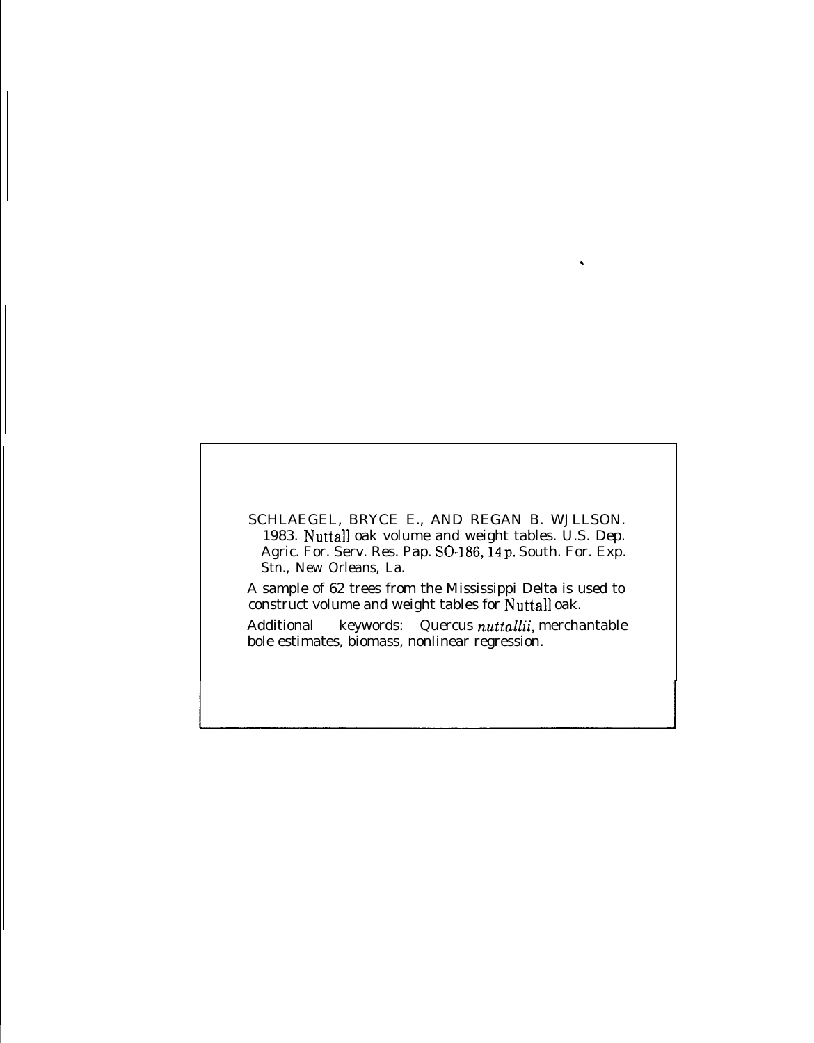SCHLAEGEL, BRYCE E., AND REGAN B. WJLLSON. 1983. Nuttall oak volume and weight tables. U.S. Dep. Agric. For. Serv. Res. Pap. SO-186, 14 p. South. For. Exp. Stn., New Orleans, La.

A sample of 62 trees from the Mississippi Delta is used to construct volume and weight tables for Nuttall oak.

Additional keywords: Quercus *nuttallii,* merchantable bole estimates, biomass, nonlinear regression.